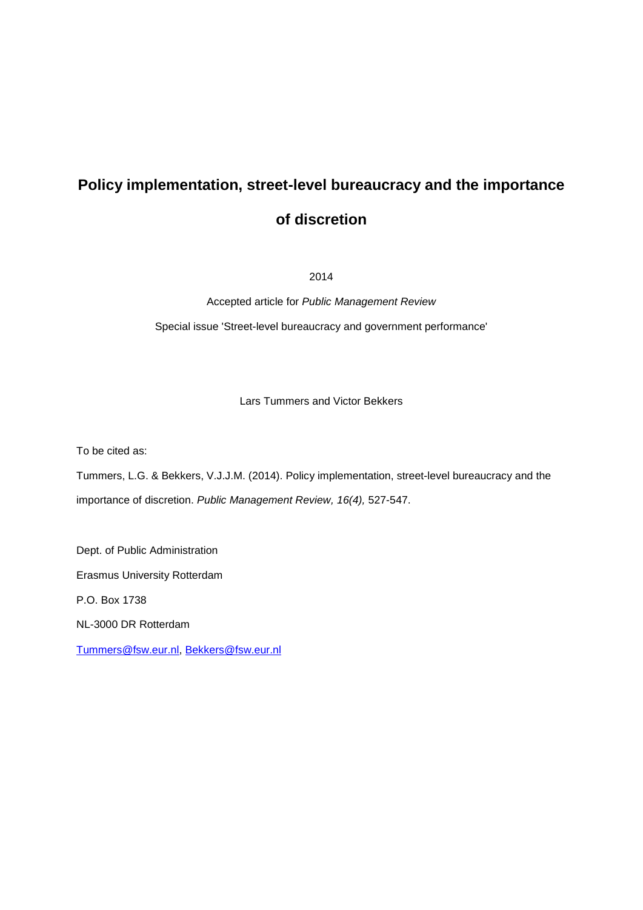# Policy implementation, street-level bureaucracy and the importance of discretion

2014

Accepted article for *Public Management Review*

Special issue 'Street-level bureaucracy and government performance'

Lars Tummers and Victor Bekkers

To be cited as:

Tummers, L.G. & Bekkers, V.J.J.M. (2014). Policy implementation, street-level bureaucracy and the importance of discretion. *Public Management Review, 16(4),* 527-547.

Dept. of Public Administration

Erasmus University Rotterdam

P.O. Box 1738

NL-3000 DR Rotterdam

Tummers@fsw.eur.nl, Bekkers@fsw.eur.nl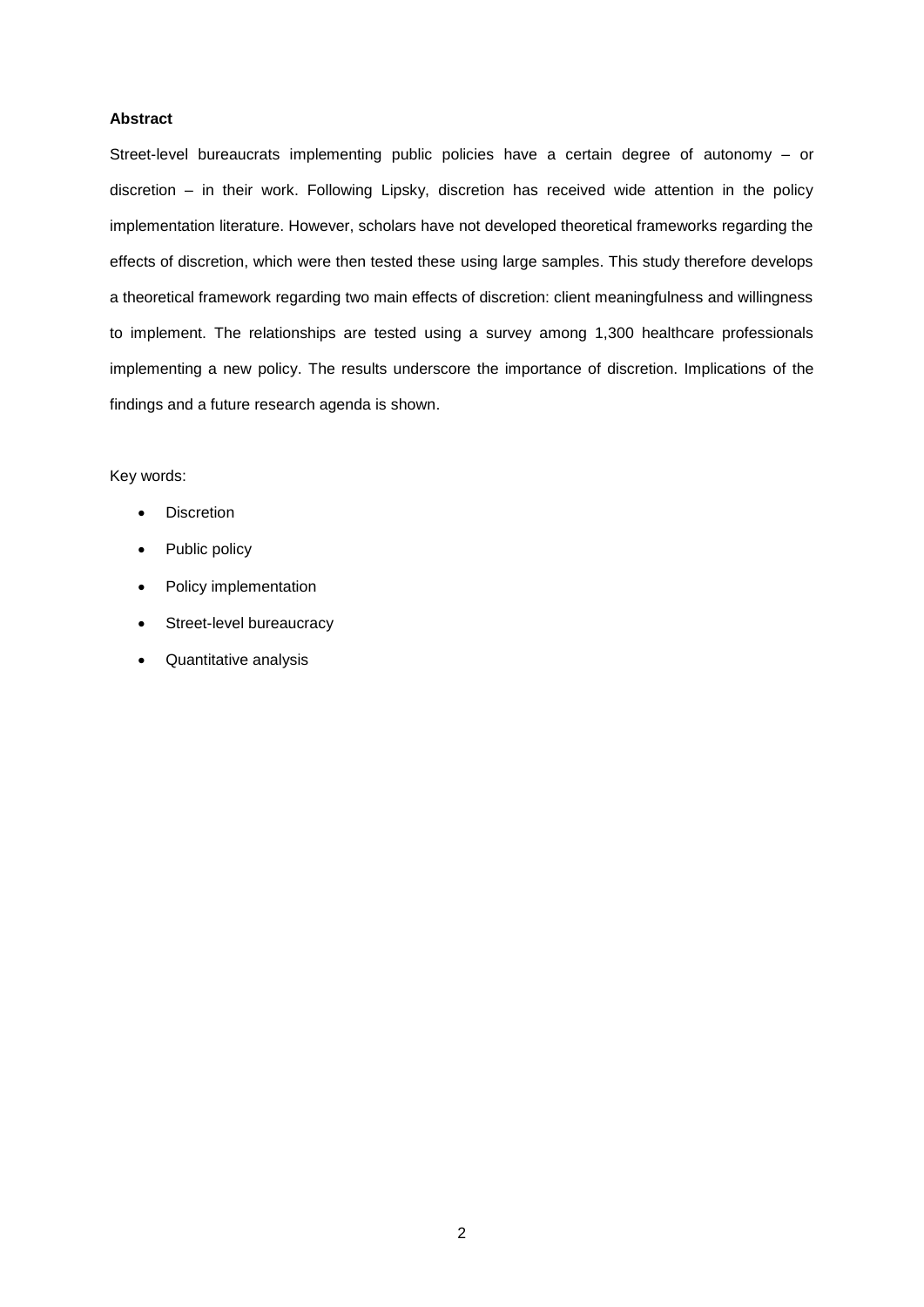**Abstract**

Street-level bureaucrats implementing public policies have a certain degree of autonomy – or discretion – in their work. Following Lipsky, discretion has received wide attention in the policy implementation literature. However, scholars have not developed theoretical frameworks regarding the effects of discretion, which were then tested these using large samples. This study therefore develops a theoretical framework regarding two main effects of discretion: client meaningfulness and willingness to implement. The relationships are tested using a survey among 1,300 healthcare professionals implementing a new policy. The results underscore the importance of discretion. Implications of the findings and a future research agenda is shown.

Key words:

- Discretion
- Public policy
- Policy implementation
- Street-level bureaucracy
- Quantitative analysis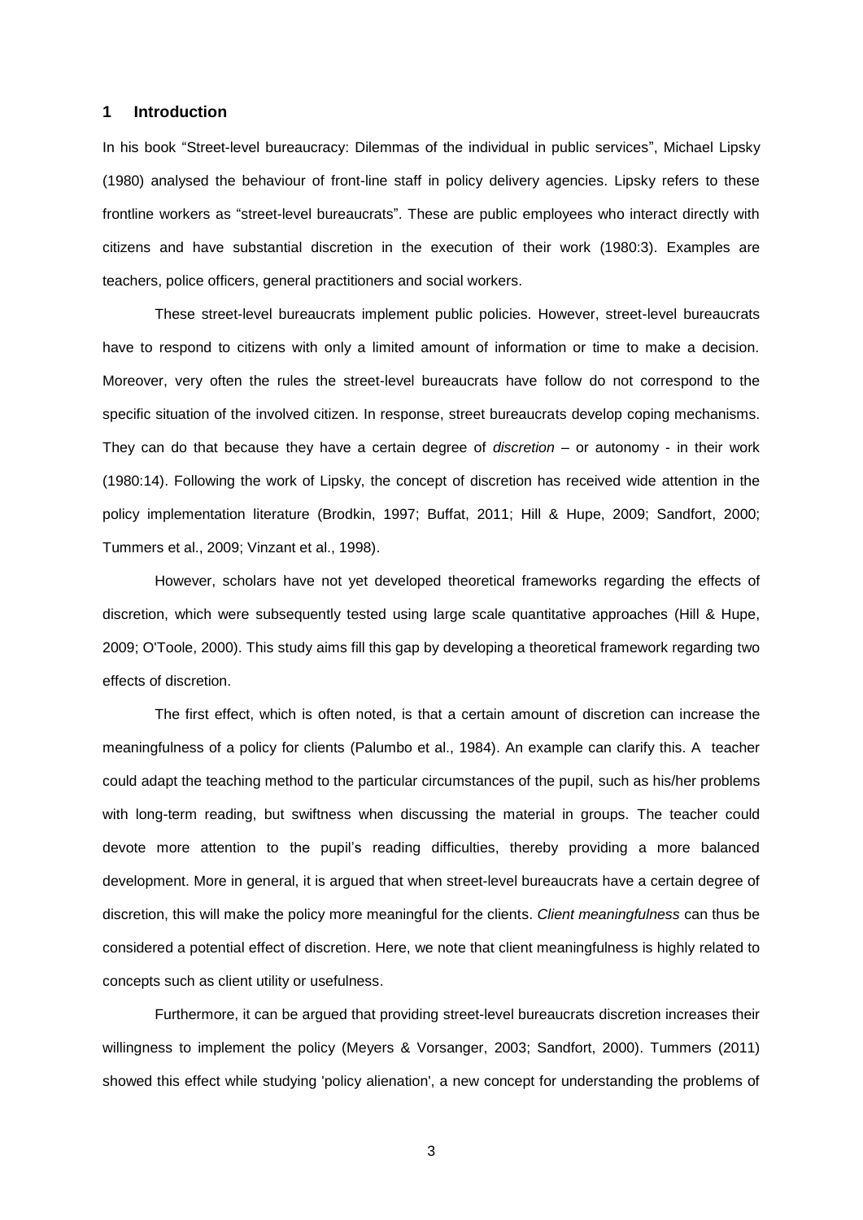## 1 Introduction

In his book "Street-level bureaucracy: Dilemmas of the individual in public services", Michael Lipsky (1980) analysed the behaviour of front-line staff in policy delivery agencies. Lipsky refers to these frontline workers as "street-level bureaucrats". These are public employees who interact directly with citizens and have substantial discretion in the execution of their work (1980:3). Examples are teachers, police officers, general practitioners and social workers.

These street-level bureaucrats implement public policies. However, street-level bureaucrats have to respond to citizens with only a limited amount of information or time to make a decision. Moreover, very often the rules the street-level bureaucrats have follow do not correspond to the specific situation of the involved citizen. In response, street bureaucrats develop coping mechanisms. They can do that because they have a certain degree of *discretion* – or autonomy - in their work (1980:14). Following the work of Lipsky, the concept of discretion has received wide attention in the policy implementation literature (Brodkin, 1997; Buffat, 2011; Hill & Hupe, 2009; Sandfort, 2000; Tummers et al., 2009; Vinzant et al., 1998).

However, scholars have not yet developed theoretical frameworks regarding the effects of discretion, which were subsequently tested using large scale quantitative approaches (Hill & Hupe, 2009; O'Toole, 2000). This study aims fill this gap by developing a theoretical framework regarding two effects of discretion.

The first effect, which is often noted, is that a certain amount of discretion can increase the meaningfulness of a policy for clients (Palumbo et al., 1984). An example can clarify this. A teacher could adapt the teaching method to the particular circumstances of the pupil, such as his/her problems with long-term reading, but swiftness when discussing the material in groups. The teacher could devote more attention to the pupil's reading difficulties, thereby providing a more balanced development. More in general, it is argued that when street-level bureaucrats have a certain degree of discretion, this will make the policy more meaningful for the clients. *Client meaningfulness* can thus be considered a potential effect of discretion. Here, we note that client meaningfulness is highly related to concepts such as client utility or usefulness.

Furthermore, it can be argued that providing street-level bureaucrats discretion increases their willingness to implement the policy (Meyers & Vorsanger, 2003; Sandfort, 2000). Tummers (2011) showed this effect while studying 'policy alienation', a new concept for understanding the problems of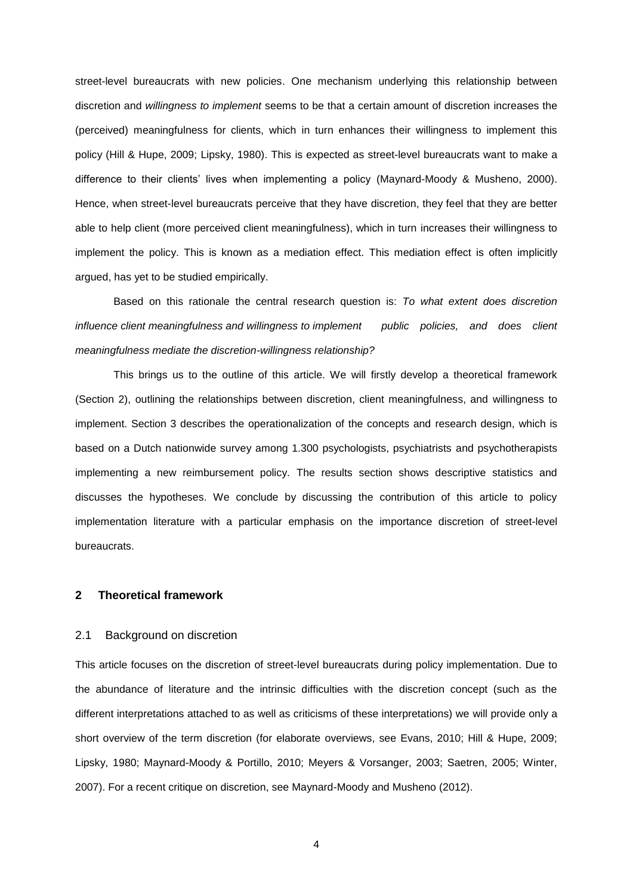street-level bureaucrats with new policies. One mechanism underlying this relationship between discretion and *willingness to implement* seems to be that a certain amount of discretion increases the (perceived) meaningfulness for clients, which in turn enhances their willingness to implement this policy (Hill & Hupe, 2009; Lipsky, 1980). This is expected as street-level bureaucrats want to make a difference to their clients' lives when implementing a policy (Maynard-Moody & Musheno, 2000). Hence, when street-level bureaucrats perceive that they have discretion, they feel that they are better able to help client (more perceived client meaningfulness), which in turn increases their willingness to implement the policy. This is known as a mediation effect. This mediation effect is often implicitly argued, has yet to be studied empirically.

Based on this rationale the central research question is: *To what extent does discretion influence client meaningfulness and willingness to implement public policies, and does client meaningfulness mediate the discretion-willingness relationship?*

This brings us to the outline of this article. We will firstly develop a theoretical framework (Section 2), outlining the relationships between discretion, client meaningfulness, and willingness to implement. Section 3 describes the operationalization of the concepts and research design, which is based on a Dutch nationwide survey among 1.300 psychologists, psychiatrists and psychotherapists implementing a new reimbursement policy. The results section shows descriptive statistics and discusses the hypotheses. We conclude by discussing the contribution of this article to policy implementation literature with a particular emphasis on the importance discretion of street-level bureaucrats.

## 2 Theoretical framework

### 2.1 Background on discretion

This article focuses on the discretion of street-level bureaucrats during policy implementation. Due to the abundance of literature and the intrinsic difficulties with the discretion concept (such as the different interpretations attached to as well as criticisms of these interpretations) we will provide only a short overview of the term discretion (for elaborate overviews, see Evans, 2010; Hill & Hupe, 2009; Lipsky, 1980; Maynard-Moody & Portillo, 2010; Meyers & Vorsanger, 2003; Saetren, 2005; Winter, 2007). For a recent critique on discretion, see Maynard-Moody and Musheno (2012).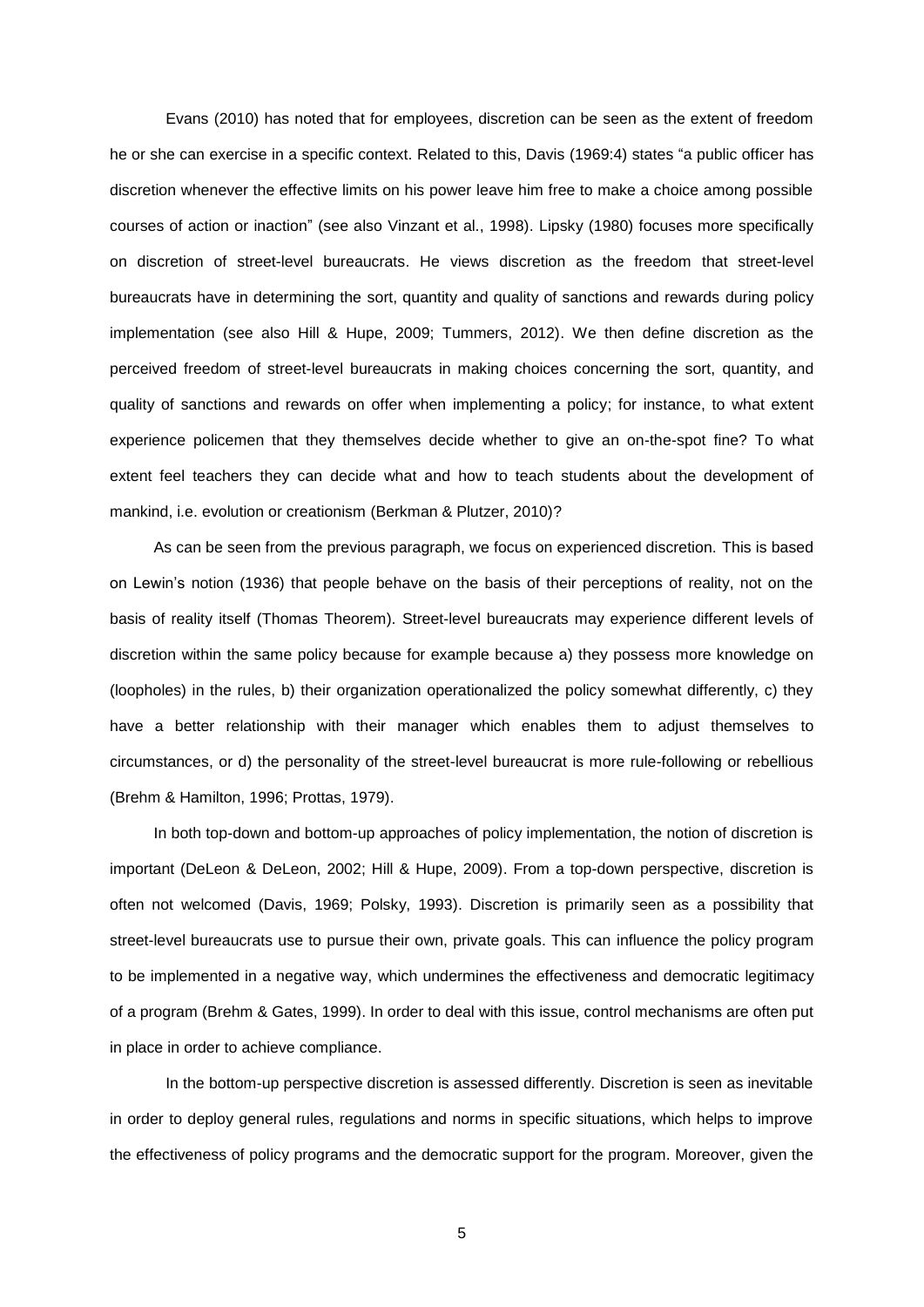Evans (2010) has noted that for employees, discretion can be seen as the extent of freedom he or she can exercise in a specific context. Related to this, Davis (1969:4) states "a public officer has discretion whenever the effective limits on his power leave him free to make a choice among possible courses of action or inaction" (see also Vinzant et al., 1998). Lipsky (1980) focuses more specifically on discretion of street-level bureaucrats. He views discretion as the freedom that street-level bureaucrats have in determining the sort, quantity and quality of sanctions and rewards during policy implementation (see also Hill & Hupe, 2009; Tummers, 2012). We then define discretion as the perceived freedom of street-level bureaucrats in making choices concerning the sort, quantity, and quality of sanctions and rewards on offer when implementing a policy; for instance, to what extent experience policemen that they themselves decide whether to give an on-the-spot fine? To what extent feel teachers they can decide what and how to teach students about the development of mankind, i.e. evolution or creationism (Berkman & Plutzer, 2010)?

As can be seen from the previous paragraph, we focus on experienced discretion. This is based on Lewin's notion (1936) that people behave on the basis of their perceptions of reality, not on the basis of reality itself (Thomas Theorem). Street-level bureaucrats may experience different levels of discretion within the same policy because for example because a) they possess more knowledge on (loopholes) in the rules, b) their organization operationalized the policy somewhat differently, c) they have a better relationship with their manager which enables them to adjust themselves to circumstances, or d) the personality of the street-level bureaucrat is more rule-following or rebellious (Brehm & Hamilton, 1996; Prottas, 1979).

In both top-down and bottom-up approaches of policy implementation, the notion of discretion is important (DeLeon & DeLeon, 2002; Hill & Hupe, 2009). From a top-down perspective, discretion is often not welcomed (Davis, 1969; Polsky, 1993). Discretion is primarily seen as a possibility that street-level bureaucrats use to pursue their own, private goals. This can influence the policy program to be implemented in a negative way, which undermines the effectiveness and democratic legitimacy of a program (Brehm & Gates, 1999). In order to deal with this issue, control mechanisms are often put in place in order to achieve compliance.

In the bottom-up perspective discretion is assessed differently. Discretion is seen as inevitable in order to deploy general rules, regulations and norms in specific situations, which helps to improve the effectiveness of policy programs and the democratic support for the program. Moreover, given the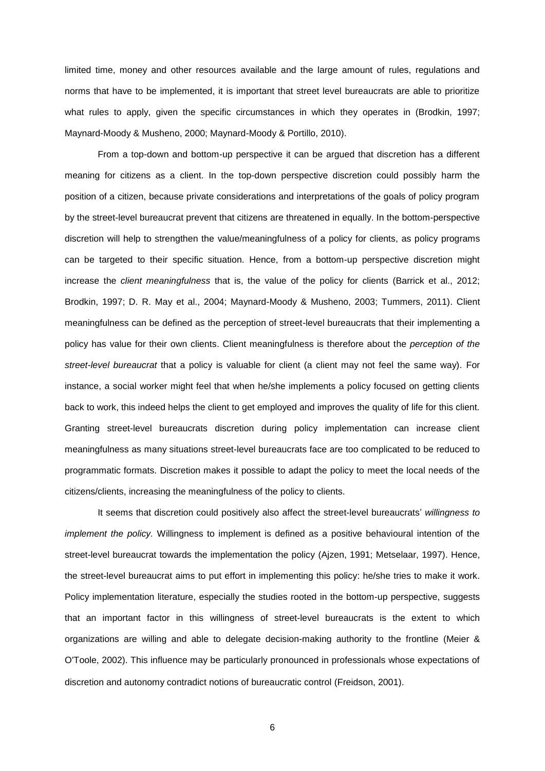limited time, money and other resources available and the large amount of rules, regulations and norms that have to be implemented, it is important that street level bureaucrats are able to prioritize what rules to apply, given the specific circumstances in which they operates in (Brodkin, 1997; Maynard-Moody & Musheno, 2000; Maynard-Moody & Portillo, 2010).

From a top-down and bottom-up perspective it can be argued that discretion has a different meaning for citizens as a client. In the top-down perspective discretion could possibly harm the position of a citizen, because private considerations and interpretations of the goals of policy program by the street-level bureaucrat prevent that citizens are threatened in equally. In the bottom-perspective discretion will help to strengthen the value/meaningfulness of a policy for clients, as policy programs can be targeted to their specific situation. Hence, from a bottom-up perspective discretion might increase the *client meaningfulness* that is, the value of the policy for clients (Barrick et al., 2012; Brodkin, 1997; D. R. May et al., 2004; Maynard-Moody & Musheno, 2003; Tummers, 2011). Client meaningfulness can be defined as the perception of street-level bureaucrats that their implementing a policy has value for their own clients. Client meaningfulness is therefore about the *perception of the street-level bureaucrat* that a policy is valuable for client (a client may not feel the same way). For instance, a social worker might feel that when he/she implements a policy focused on getting clients back to work, this indeed helps the client to get employed and improves the quality of life for this client. Granting street-level bureaucrats discretion during policy implementation can increase client meaningfulness as many situations street-level bureaucrats face are too complicated to be reduced to programmatic formats. Discretion makes it possible to adapt the policy to meet the local needs of the citizens/clients, increasing the meaningfulness of the policy to clients.

It seems that discretion could positively also affect the street-level bureaucrats' *willingness to implement the policy.* Willingness to implement is defined as a positive behavioural intention of the street-level bureaucrat towards the implementation the policy (Ajzen, 1991; Metselaar, 1997). Hence, the street-level bureaucrat aims to put effort in implementing this policy: he/she tries to make it work. Policy implementation literature, especially the studies rooted in the bottom-up perspective, suggests that an important factor in this willingness of street-level bureaucrats is the extent to which organizations are willing and able to delegate decision-making authority to the frontline (Meier & O'Toole, 2002). This influence may be particularly pronounced in professionals whose expectations of discretion and autonomy contradict notions of bureaucratic control (Freidson, 2001).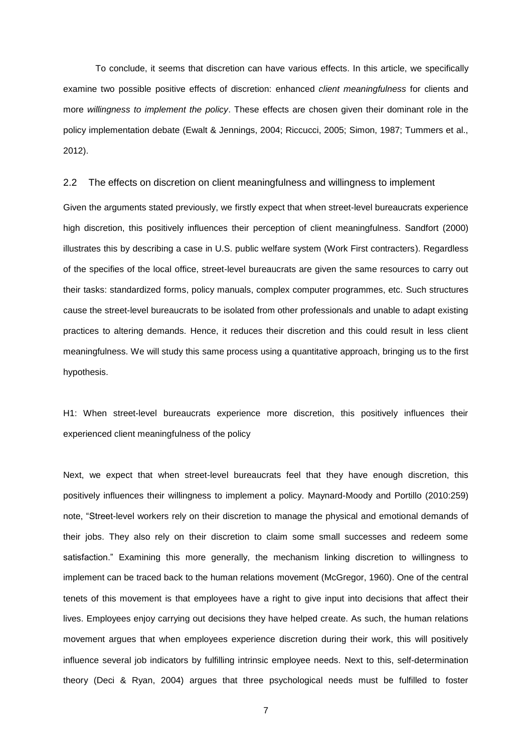To conclude, it seems that discretion can have various effects. In this article, we specifically examine two possible positive effects of discretion: enhanced *client meaningfulness* for clients and more *willingness to implement the policy*. These effects are chosen given their dominant role in the policy implementation debate (Ewalt & Jennings, 2004; Riccucci, 2005; Simon, 1987; Tummers et al., 2012).

## 2.2 The effects on discretion on client meaningfulness and willingness to implement

Given the arguments stated previously, we firstly expect that when street-level bureaucrats experience high discretion, this positively influences their perception of client meaningfulness. Sandfort (2000) illustrates this by describing a case in U.S. public welfare system (Work First contracters). Regardless of the specifies of the local office, street-level bureaucrats are given the same resources to carry out their tasks: standardized forms, policy manuals, complex computer programmes, etc. Such structures cause the street-level bureaucrats to be isolated from other professionals and unable to adapt existing practices to altering demands. Hence, it reduces their discretion and this could result in less client meaningfulness. We will study this same process using a quantitative approach, bringing us to the first hypothesis.

H1: When street-level bureaucrats experience more discretion, this positively influences their experienced client meaningfulness of the policy

Next, we expect that when street-level bureaucrats feel that they have enough discretion, this positively influences their willingness to implement a policy. Maynard-Moody and Portillo (2010:259) note, "Street-level workers rely on their discretion to manage the physical and emotional demands of their jobs. They also rely on their discretion to claim some small successes and redeem some satisfaction." Examining this more generally, the mechanism linking discretion to willingness to implement can be traced back to the human relations movement (McGregor, 1960). One of the central tenets of this movement is that employees have a right to give input into decisions that affect their lives. Employees enjoy carrying out decisions they have helped create. As such, the human relations movement argues that when employees experience discretion during their work, this will positively influence several job indicators by fulfilling intrinsic employee needs. Next to this, self-determination theory (Deci & Ryan, 2004) argues that three psychological needs must be fulfilled to foster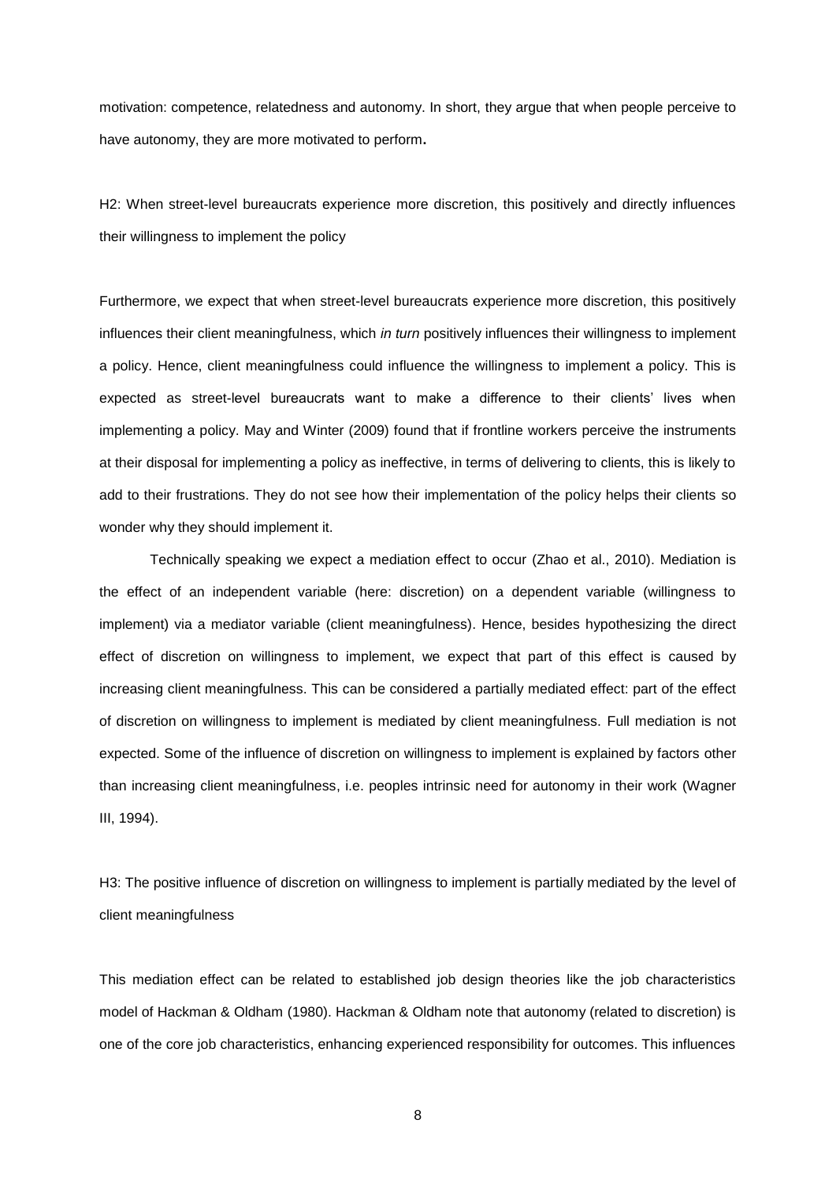motivation: competence, relatedness and autonomy. In short, they argue that when people perceive to have autonomy, they are more motivated to perform.

H2: When street-level bureaucrats experience more discretion, this positively and directly influences their willingness to implement the policy

Furthermore, we expect that when street-level bureaucrats experience more discretion, this positively influences their client meaningfulness, which *in turn* positively influences their willingness to implement a policy. Hence, client meaningfulness could influence the willingness to implement a policy. This is expected as street-level bureaucrats want to make a difference to their clients' lives when implementing a policy. May and Winter (2009) found that if frontline workers perceive the instruments at their disposal for implementing a policy as ineffective, in terms of delivering to clients, this is likely to add to their frustrations. They do not see how their implementation of the policy helps their clients so wonder why they should implement it.

Technically speaking we expect a mediation effect to occur (Zhao et al., 2010). Mediation is the effect of an independent variable (here: discretion) on a dependent variable (willingness to implement) via a mediator variable (client meaningfulness). Hence, besides hypothesizing the direct effect of discretion on willingness to implement, we expect that part of this effect is caused by increasing client meaningfulness. This can be considered a partially mediated effect: part of the effect of discretion on willingness to implement is mediated by client meaningfulness. Full mediation is not expected. Some of the influence of discretion on willingness to implement is explained by factors other than increasing client meaningfulness, i.e. peoples intrinsic need for autonomy in their work (Wagner III, 1994).

H3: The positive influence of discretion on willingness to implement is partially mediated by the level of client meaningfulness

This mediation effect can be related to established job design theories like the job characteristics model of Hackman & Oldham (1980). Hackman & Oldham note that autonomy (related to discretion) is one of the core job characteristics, enhancing experienced responsibility for outcomes. This influences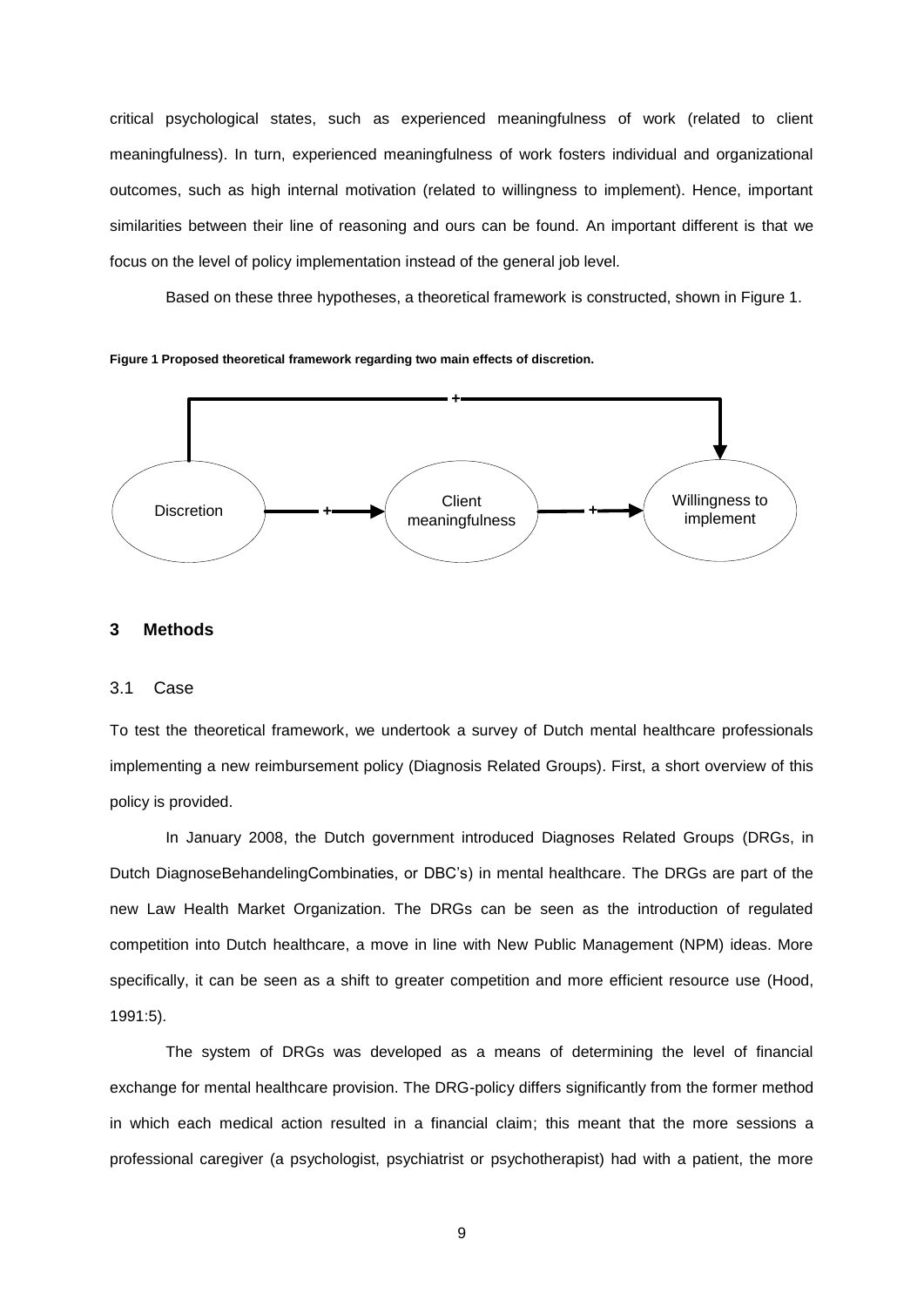critical psychological states, such as experienced meaningfulness of work (related to client meaningfulness). In turn, experienced meaningfulness of work fosters individual and organizational outcomes, such as high internal motivation (related to willingness to implement). Hence, important similarities between their line of reasoning and ours can be found. An important different is that we focus on the level of policy implementation instead of the general job level.

Based on these three hypotheses, a theoretical framework is constructed, shown in Figure 1.

**Figure 1 Proposed theoretical framework regarding two main effects of discretion.**

## 3 Methods

### 3.1 Case

To test the theoretical framework, we undertook a survey of Dutch mental healthcare professionals implementing a new reimbursement policy (Diagnosis Related Groups). First, a short overview of this policy is provided.

In January 2008, the Dutch government introduced Diagnoses Related Groups (DRGs, in Dutch DiagnoseBehandelingCombinaties, or DBC's) in mental healthcare. The DRGs are part of the new Law Health Market Organization. The DRGs can be seen as the introduction of regulated competition into Dutch healthcare, a move in line with New Public Management (NPM) ideas. More specifically, it can be seen as a shift to greater competition and more efficient resource use (Hood, 1991:5).

The system of DRGs was developed as a means of determining the level of financial exchange for mental healthcare provision. The DRG-policy differs significantly from the former method in which each medical action resulted in a financial claim; this meant that the more sessions a professional caregiver (a psychologist, psychiatrist or psychotherapist) had with a patient, the more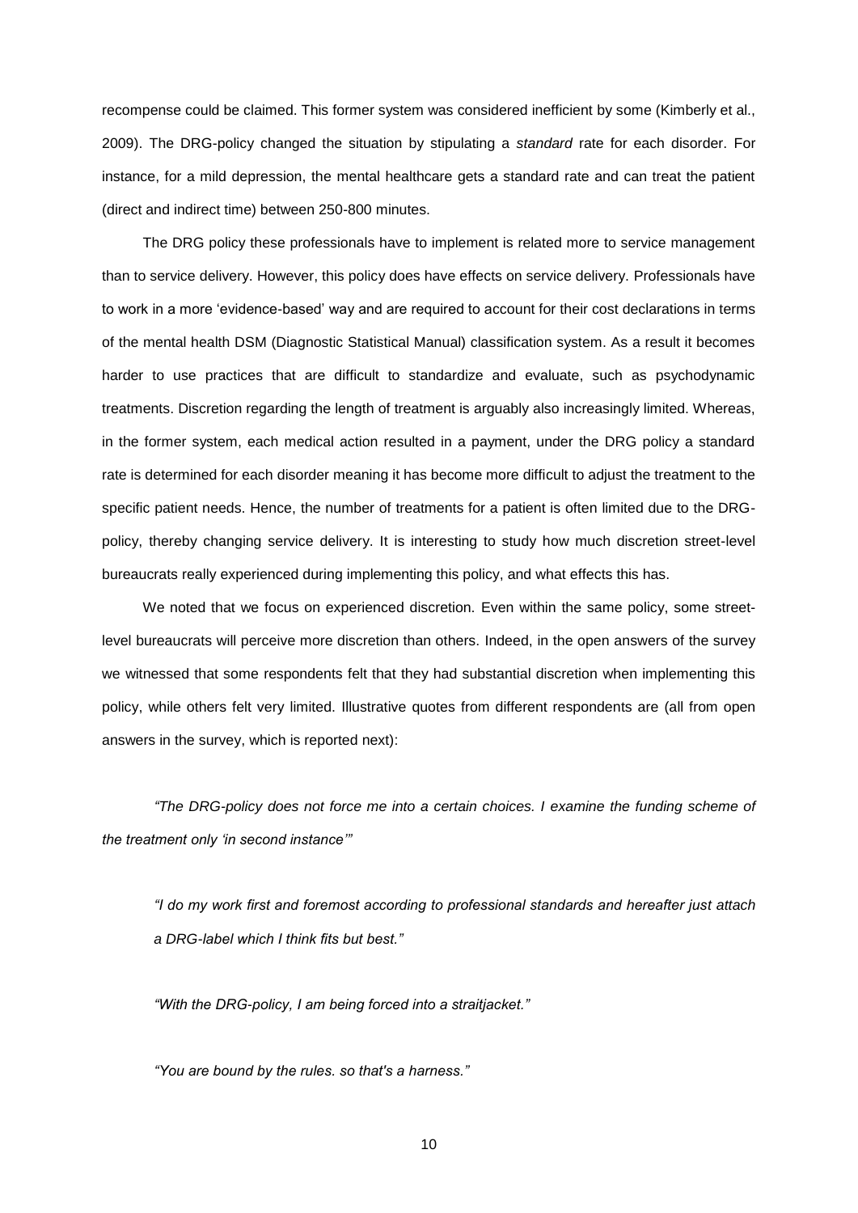recompense could be claimed. This former system was considered inefficient by some (Kimberly et al., 2009). The DRG-policy changed the situation by stipulating a *standard* rate for each disorder. For instance, for a mild depression, the mental healthcare gets a standard rate and can treat the patient (direct and indirect time) between 250-800 minutes.

The DRG policy these professionals have to implement is related more to service management than to service delivery. However, this policy does have effects on service delivery. Professionals have to work in a more 'evidence-based' way and are required to account for their cost declarations in terms of the mental health DSM (Diagnostic Statistical Manual) classification system. As a result it becomes harder to use practices that are difficult to standardize and evaluate, such as psychodynamic treatments. Discretion regarding the length of treatment is arguably also increasingly limited. Whereas, in the former system, each medical action resulted in a payment, under the DRG policy a standard rate is determined for each disorder meaning it has become more difficult to adjust the treatment to the specific patient needs. Hence, the number of treatments for a patient is often limited due to the DRG-policy, thereby changing service delivery. It is interesting to study how much discretion street-level bureaucrats really experienced during implementing this policy, and what effects this has.

We noted that we focus on experienced discretion. Even within the same policy, some street-level bureaucrats will perceive more discretion than others. Indeed, in the open answers of the survey we witnessed that some respondents felt that they had substantial discretion when implementing this policy, while others felt very limited. Illustrative quotes from different respondents are (all from open answers in the survey, which is reported next):

*"The DRG-policy does not force me into a certain choices. I examine the funding scheme of the treatment only 'in second instance'"*

> *"I do my work first and foremost according to professional standards and hereafter just attach a DRG-label which I think fits but best."*

> *"With the DRG-policy, I am being forced into a straitjacket."*

> *"You are bound by the rules. so that's a harness."*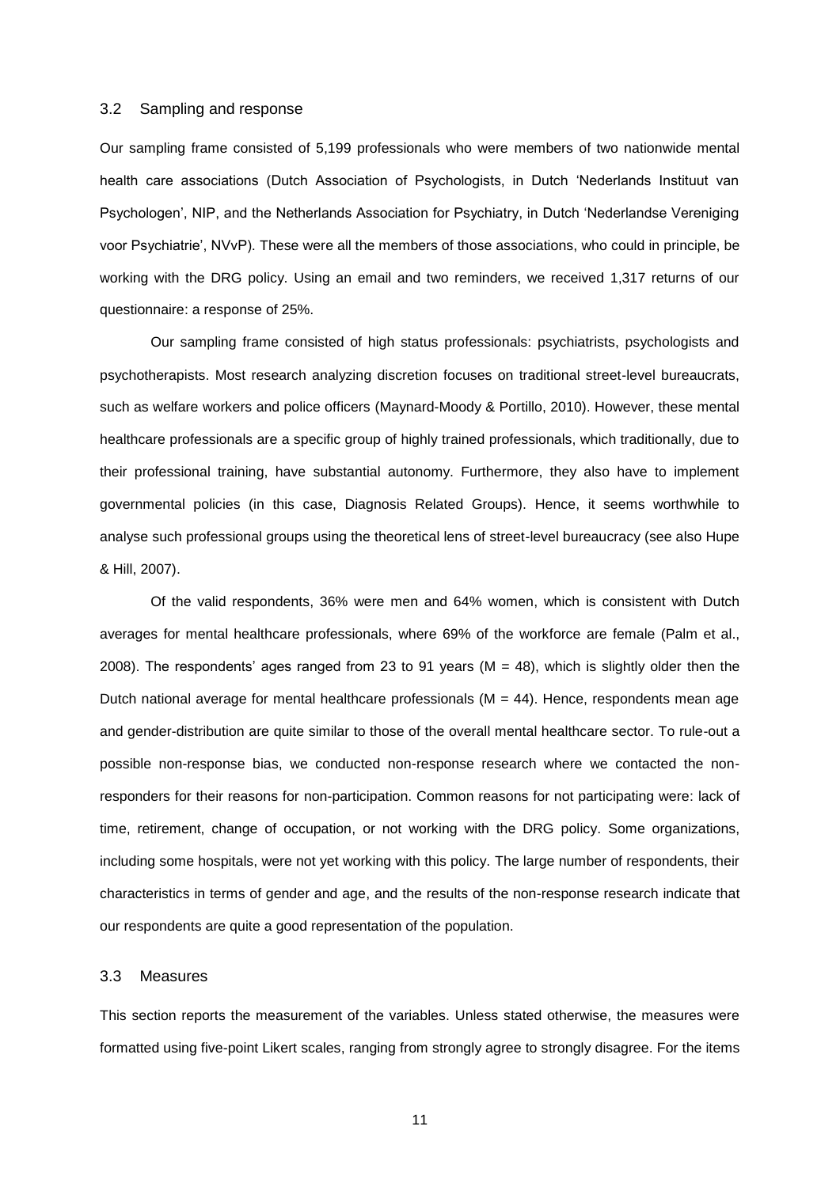## 3.2 Sampling and response

Our sampling frame consisted of 5,199 professionals who were members of two nationwide mental health care associations (Dutch Association of Psychologists, in Dutch 'Nederlands Instituut van Psychologen', NIP, and the Netherlands Association for Psychiatry, in Dutch 'Nederlandse Vereniging voor Psychiatrie', NVvP). These were all the members of those associations, who could in principle, be working with the DRG policy. Using an email and two reminders, we received 1,317 returns of our questionnaire: a response of 25%.

Our sampling frame consisted of high status professionals: psychiatrists, psychologists and psychotherapists. Most research analyzing discretion focuses on traditional street-level bureaucrats, such as welfare workers and police officers (Maynard-Moody & Portillo, 2010). However, these mental healthcare professionals are a specific group of highly trained professionals, which traditionally, due to their professional training, have substantial autonomy. Furthermore, they also have to implement governmental policies (in this case, Diagnosis Related Groups). Hence, it seems worthwhile to analyse such professional groups using the theoretical lens of street-level bureaucracy (see also Hupe & Hill, 2007).

Of the valid respondents, 36% were men and 64% women, which is consistent with Dutch averages for mental healthcare professionals, where 69% of the workforce are female (Palm et al., 2008). The respondents' ages ranged from 23 to 91 years (M = 48), which is slightly older then the Dutch national average for mental healthcare professionals (M = 44). Hence, respondents mean age and gender-distribution are quite similar to those of the overall mental healthcare sector. To rule-out a possible non-response bias, we conducted non-response research where we contacted the non-responders for their reasons for non-participation. Common reasons for not participating were: lack of time, retirement, change of occupation, or not working with the DRG policy. Some organizations, including some hospitals, were not yet working with this policy. The large number of respondents, their characteristics in terms of gender and age, and the results of the non-response research indicate that our respondents are quite a good representation of the population.

## 3.3 Measures

This section reports the measurement of the variables. Unless stated otherwise, the measures were formatted using five-point Likert scales, ranging from strongly agree to strongly disagree. For the items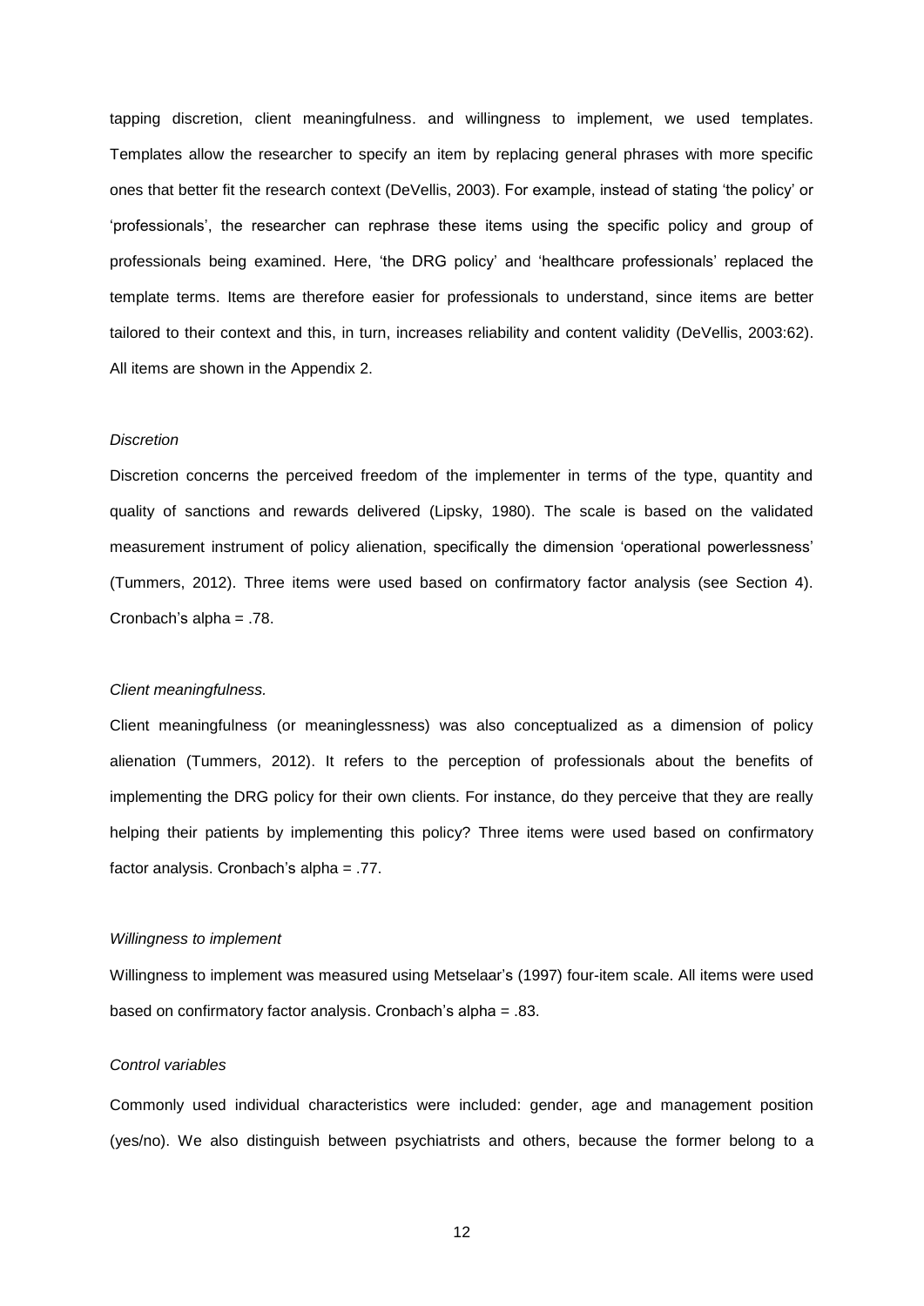tapping discretion, client meaningfulness. and willingness to implement, we used templates. Templates allow the researcher to specify an item by replacing general phrases with more specific ones that better fit the research context (DeVellis, 2003). For example, instead of stating 'the policy' or 'professionals', the researcher can rephrase these items using the specific policy and group of professionals being examined. Here, 'the DRG policy' and 'healthcare professionals' replaced the template terms. Items are therefore easier for professionals to understand, since items are better tailored to their context and this, in turn, increases reliability and content validity (DeVellis, 2003:62). All items are shown in the Appendix 2.

*Discretion*

Discretion concerns the perceived freedom of the implementer in terms of the type, quantity and quality of sanctions and rewards delivered (Lipsky, 1980). The scale is based on the validated measurement instrument of policy alienation, specifically the dimension 'operational powerlessness' (Tummers, 2012). Three items were used based on confirmatory factor analysis (see Section 4). Cronbach's alpha = .78.

*Client meaningfulness.*

Client meaningfulness (or meaninglessness) was also conceptualized as a dimension of policy alienation (Tummers, 2012). It refers to the perception of professionals about the benefits of implementing the DRG policy for their own clients. For instance, do they perceive that they are really helping their patients by implementing this policy? Three items were used based on confirmatory factor analysis. Cronbach's alpha = .77.

*Willingness to implement*

Willingness to implement was measured using Metselaar's (1997) four-item scale. All items were used based on confirmatory factor analysis. Cronbach's alpha = .83.

*Control variables*

Commonly used individual characteristics were included: gender, age and management position (yes/no). We also distinguish between psychiatrists and others, because the former belong to a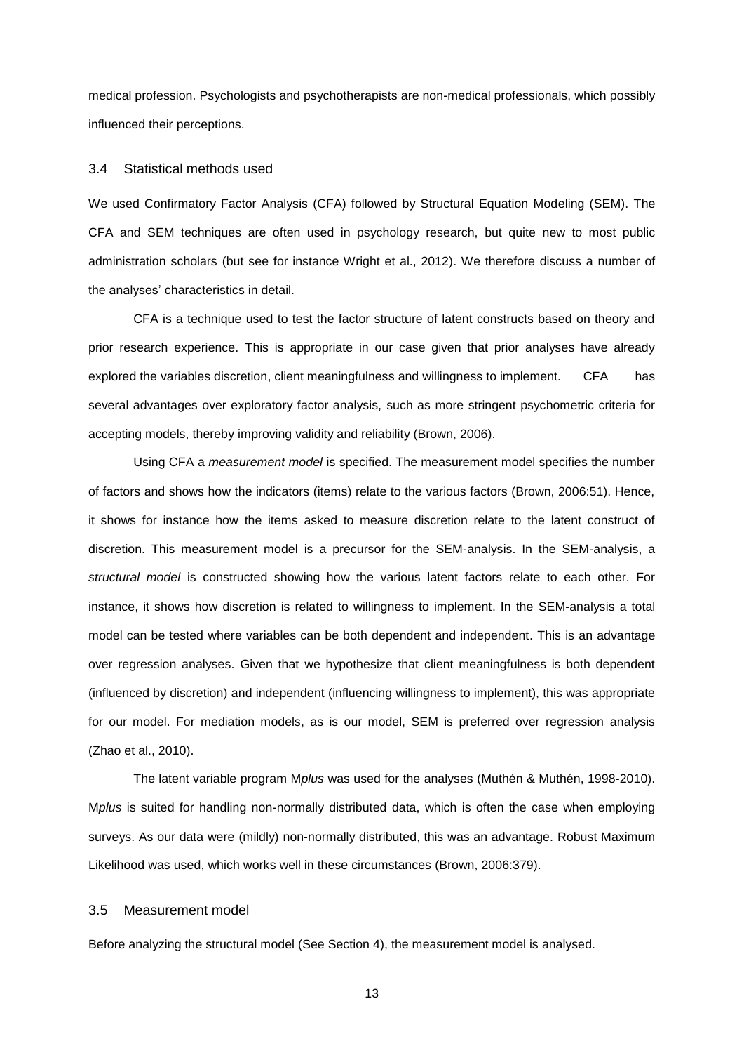medical profession. Psychologists and psychotherapists are non-medical professionals, which possibly influenced their perceptions.

### 3.4 Statistical methods used

We used Confirmatory Factor Analysis (CFA) followed by Structural Equation Modeling (SEM). The CFA and SEM techniques are often used in psychology research, but quite new to most public administration scholars (but see for instance Wright et al., 2012). We therefore discuss a number of the analyses' characteristics in detail.

CFA is a technique used to test the factor structure of latent constructs based on theory and prior research experience. This is appropriate in our case given that prior analyses have already explored the variables discretion, client meaningfulness and willingness to implement. CFA has several advantages over exploratory factor analysis, such as more stringent psychometric criteria for accepting models, thereby improving validity and reliability (Brown, 2006).

Using CFA a *measurement model* is specified. The measurement model specifies the number of factors and shows how the indicators (items) relate to the various factors (Brown, 2006:51). Hence, it shows for instance how the items asked to measure discretion relate to the latent construct of discretion. This measurement model is a precursor for the SEM-analysis. In the SEM-analysis, a *structural model* is constructed showing how the various latent factors relate to each other. For instance, it shows how discretion is related to willingness to implement. In the SEM-analysis a total model can be tested where variables can be both dependent and independent. This is an advantage over regression analyses. Given that we hypothesize that client meaningfulness is both dependent (influenced by discretion) and independent (influencing willingness to implement), this was appropriate for our model. For mediation models, as is our model, SEM is preferred over regression analysis (Zhao et al., 2010).

The latent variable program M*plus* was used for the analyses (Muthén & Muthén, 1998-2010). M*plus* is suited for handling non-normally distributed data, which is often the case when employing surveys. As our data were (mildly) non-normally distributed, this was an advantage. Robust Maximum Likelihood was used, which works well in these circumstances (Brown, 2006:379).

### 3.5 Measurement model

Before analyzing the structural model (See Section 4), the measurement model is analysed.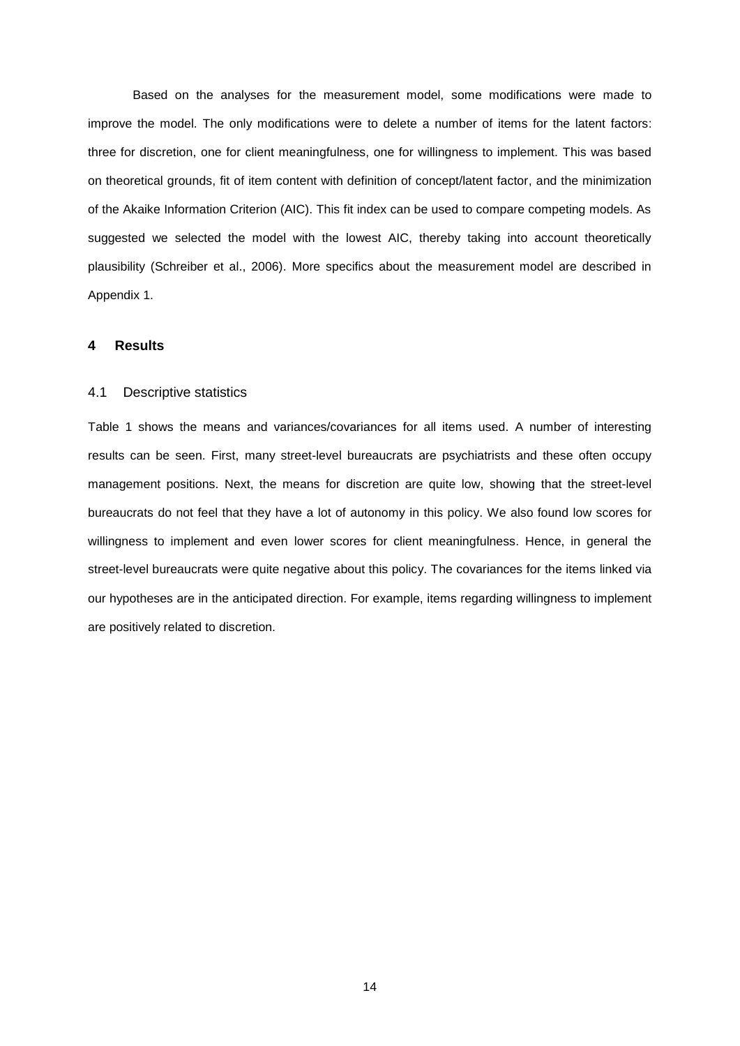Based on the analyses for the measurement model, some modifications were made to improve the model. The only modifications were to delete a number of items for the latent factors: three for discretion, one for client meaningfulness, one for willingness to implement. This was based on theoretical grounds, fit of item content with definition of concept/latent factor, and the minimization of the Akaike Information Criterion (AIC). This fit index can be used to compare competing models. As suggested we selected the model with the lowest AIC, thereby taking into account theoretically plausibility (Schreiber et al., 2006). More specifics about the measurement model are described in Appendix 1.

# 4 Results

## 4.1 Descriptive statistics

Table 1 shows the means and variances/covariances for all items used. A number of interesting results can be seen. First, many street-level bureaucrats are psychiatrists and these often occupy management positions. Next, the means for discretion are quite low, showing that the street-level bureaucrats do not feel that they have a lot of autonomy in this policy. We also found low scores for willingness to implement and even lower scores for client meaningfulness. Hence, in general the street-level bureaucrats were quite negative about this policy. The covariances for the items linked via our hypotheses are in the anticipated direction. For example, items regarding willingness to implement are positively related to discretion.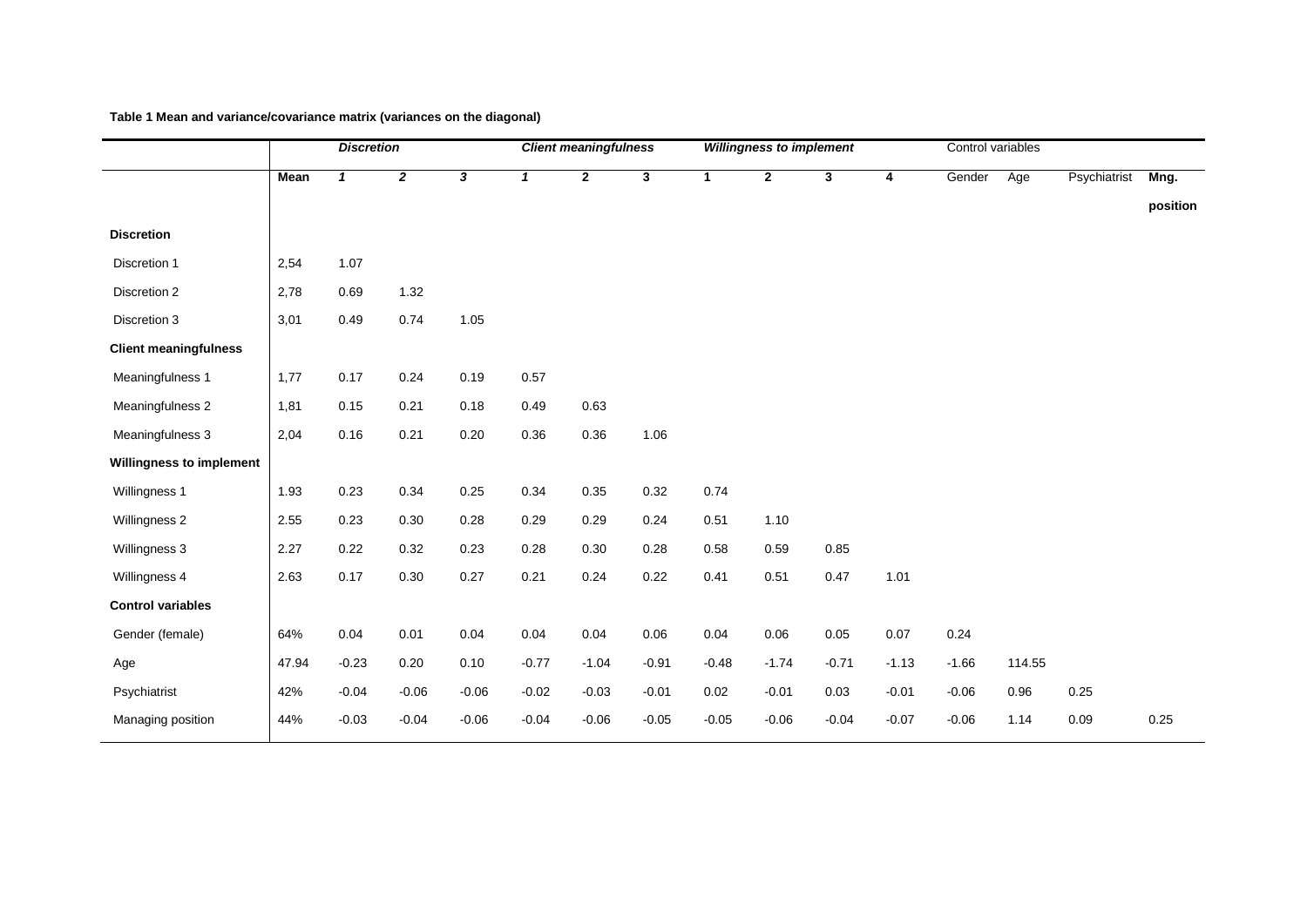**Table 1 Mean and variance/covariance matrix (variances on the diagonal)**

| | | *Discretion* | | | *Client meaningfulness* | | | *Willingness to implement* | | | | Control variables | | | |
|---|---|---|---|---|---|---|---|---|---|---|---|---|---|---|---|
| | **Mean** | ***1*** | ***2*** | ***3*** | ***1*** | **2** | **3** | **1** | **2** | **3** | **4** | Gender | Age | Psychiatrist | **Mng. position** |
| **Discretion** | | | | | | | | | | | | | | | |
| Discretion 1 | 2,54 | 1.07 | | | | | | | | | | | | | |
| Discretion 2 | 2,78 | 0.69 | 1.32 | | | | | | | | | | | | |
| Discretion 3 | 3,01 | 0.49 | 0.74 | 1.05 | | | | | | | | | | | |
| **Client meaningfulness** | | | | | | | | | | | | | | | |
| Meaningfulness 1 | 1,77 | 0.17 | 0.24 | 0.19 | 0.57 | | | | | | | | | | |
| Meaningfulness 2 | 1,81 | 0.15 | 0.21 | 0.18 | 0.49 | 0.63 | | | | | | | | | |
| Meaningfulness 3 | 2,04 | 0.16 | 0.21 | 0.20 | 0.36 | 0.36 | 1.06 | | | | | | | | |
| **Willingness to implement** | | | | | | | | | | | | | | | |
| Willingness 1 | 1.93 | 0.23 | 0.34 | 0.25 | 0.34 | 0.35 | 0.32 | 0.74 | | | | | | | |
| Willingness 2 | 2.55 | 0.23 | 0.30 | 0.28 | 0.29 | 0.29 | 0.24 | 0.51 | 1.10 | | | | | | |
| Willingness 3 | 2.27 | 0.22 | 0.32 | 0.23 | 0.28 | 0.30 | 0.28 | 0.58 | 0.59 | 0.85 | | | | | |
| Willingness 4 | 2.63 | 0.17 | 0.30 | 0.27 | 0.21 | 0.24 | 0.22 | 0.41 | 0.51 | 0.47 | 1.01 | | | | |
| **Control variables** | | | | | | | | | | | | | | | |
| Gender (female) | 64% | 0.04 | 0.01 | 0.04 | 0.04 | 0.04 | 0.06 | 0.04 | 0.06 | 0.05 | 0.07 | 0.24 | | | |
| Age | 47.94 | -0.23 | 0.20 | 0.10 | -0.77 | -1.04 | -0.91 | -0.48 | -1.74 | -0.71 | -1.13 | -1.66 | 114.55 | | |
| Psychiatrist | 42% | -0.04 | -0.06 | -0.06 | -0.02 | -0.03 | -0.01 | 0.02 | -0.01 | 0.03 | -0.01 | -0.06 | 0.96 | 0.25 | |
| Managing position | 44% | -0.03 | -0.04 | -0.06 | -0.04 | -0.06 | -0.05 | -0.05 | -0.06 | -0.04 | -0.07 | -0.06 | 1.14 | 0.09 | 0.25 |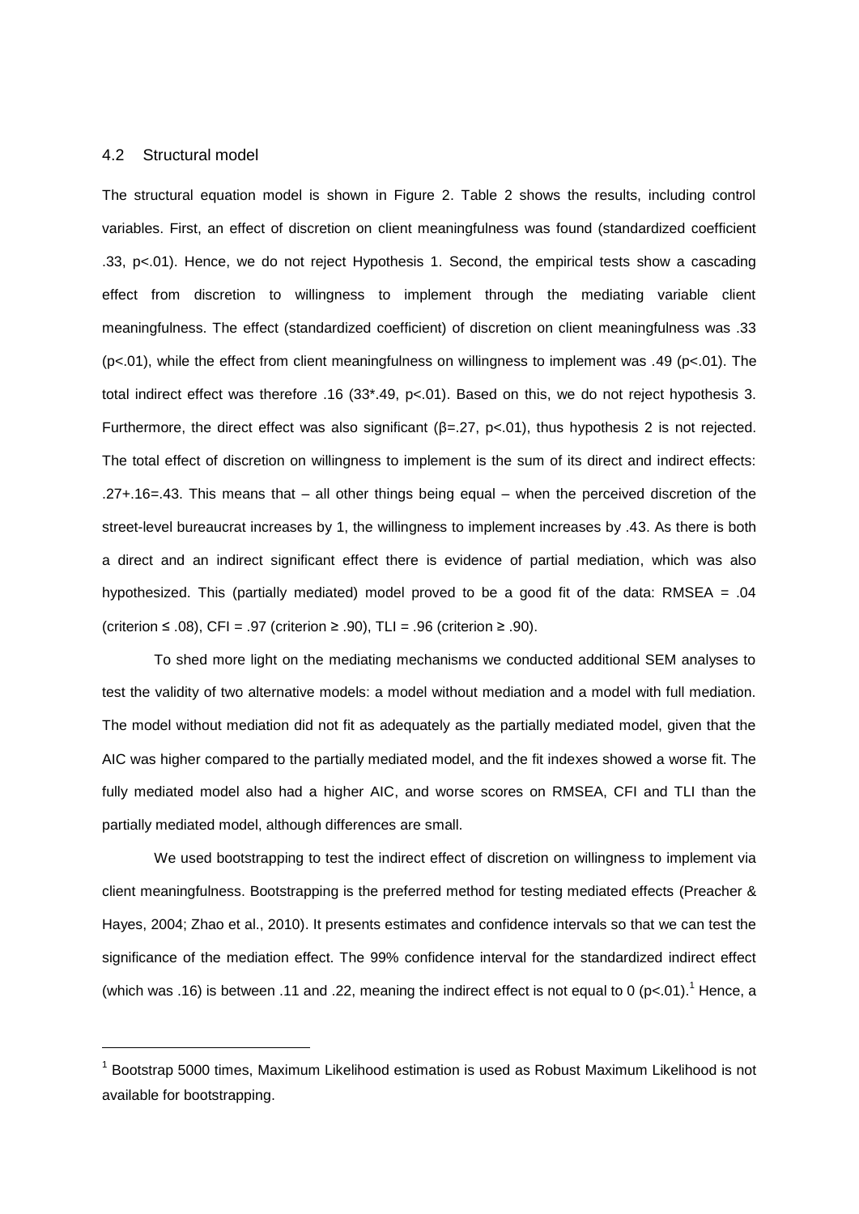### 4.2 Structural model

The structural equation model is shown in Figure 2. Table 2 shows the results, including control variables. First, an effect of discretion on client meaningfulness was found (standardized coefficient .33, $p<.01$). Hence, we do not reject Hypothesis 1. Second, the empirical tests show a cascading effect from discretion to willingness to implement through the mediating variable client meaningfulness. The effect (standardized coefficient) of discretion on client meaningfulness was .33 ($p<.01$), while the effect from client meaningfulness on willingness to implement was .49 ($p<.01$). The total indirect effect was therefore .16 (33*.49, $p<.01$). Based on this, we do not reject hypothesis 3. Furthermore, the direct effect was also significant ($\beta=.27$, $p<.01$), thus hypothesis 2 is not rejected. The total effect of discretion on willingness to implement is the sum of its direct and indirect effects: .27+.16=.43. This means that – all other things being equal – when the perceived discretion of the street-level bureaucrat increases by 1, the willingness to implement increases by .43. As there is both a direct and an indirect significant effect there is evidence of partial mediation, which was also hypothesized. This (partially mediated) model proved to be a good fit of the data: RMSEA = .04 (criterion ≤ .08), CFI = .97 (criterion ≥ .90), TLI = .96 (criterion ≥ .90).

To shed more light on the mediating mechanisms we conducted additional SEM analyses to test the validity of two alternative models: a model without mediation and a model with full mediation. The model without mediation did not fit as adequately as the partially mediated model, given that the AIC was higher compared to the partially mediated model, and the fit indexes showed a worse fit. The fully mediated model also had a higher AIC, and worse scores on RMSEA, CFI and TLI than the partially mediated model, although differences are small.

We used bootstrapping to test the indirect effect of discretion on willingness to implement via client meaningfulness. Bootstrapping is the preferred method for testing mediated effects (Preacher & Hayes, 2004; Zhao et al., 2010). It presents estimates and confidence intervals so that we can test the significance of the mediation effect. The 99% confidence interval for the standardized indirect effect (which was .16) is between .11 and .22, meaning the indirect effect is not equal to 0 ($p<.01$).[1] Hence, a

---

[1] Bootstrap 5000 times, Maximum Likelihood estimation is used as Robust Maximum Likelihood is not available for bootstrapping.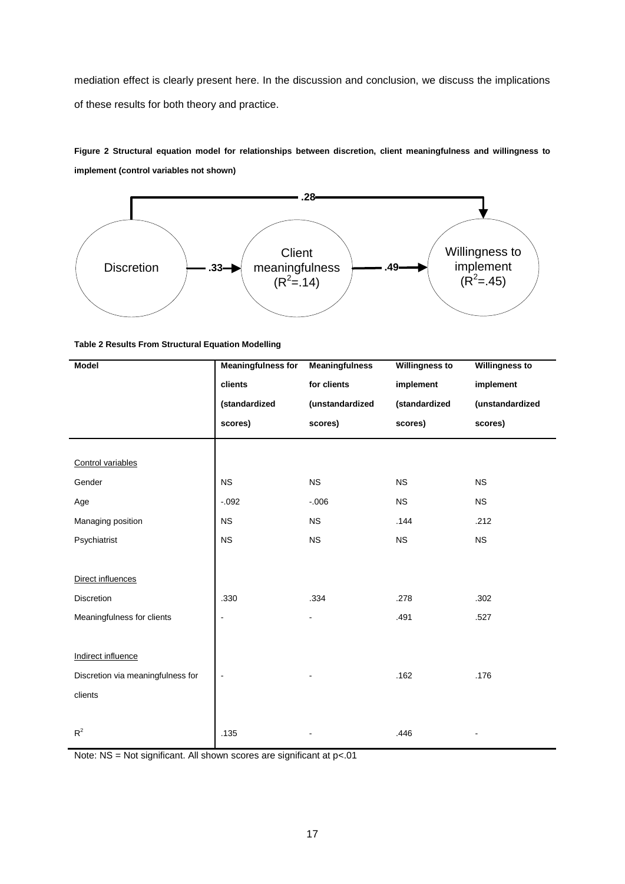mediation effect is clearly present here. In the discussion and conclusion, we discuss the implications of these results for both theory and practice.

**Figure 2 Structural equation model for relationships between discretion, client meaningfulness and willingness to implement (control variables not shown)**

**Table 2 Results From Structural Equation Modelling**

| Model | Meaningfulness for clients (standardized scores) | Meaningfulness for clients (unstandardized scores) | Willingness to implement (standardized scores) | Willingness to implement (unstandardized scores) |
|---|---|---|---|---|
| Control variables | | | | |
| Gender | NS | NS | NS | NS |
| Age | -.092 | -.006 | NS | NS |
| Managing position | NS | NS | .144 | .212 |
| Psychiatrist | NS | NS | NS | NS |
| Direct influences | | | | |
| Discretion | .330 | .334 | .278 | .302 |
| Meaningfulness for clients | - | - | .491 | .527 |
| Indirect influence | | | | |
| Discretion via meaningfulness for clients | - | - | .162 | .176 |
| $R^2$ | .135 | - | .446 | - |

Note: NS = Not significant. All shown scores are significant at $p<.01$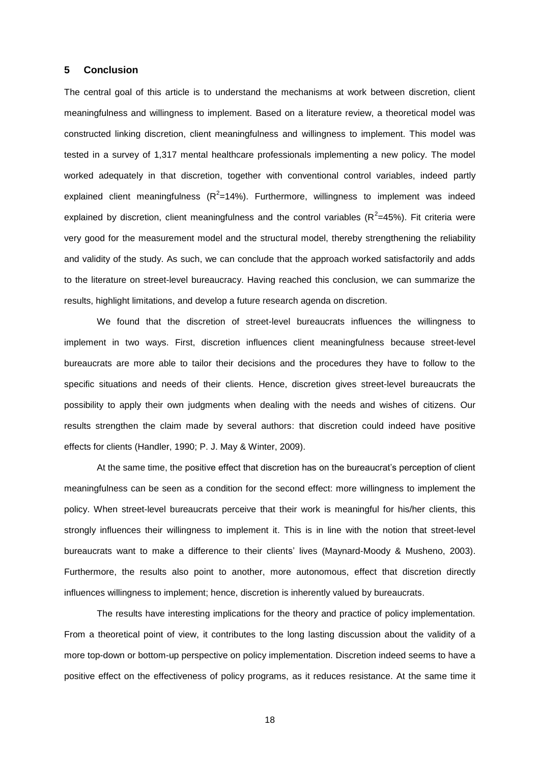## 5 Conclusion

The central goal of this article is to understand the mechanisms at work between discretion, client meaningfulness and willingness to implement. Based on a literature review, a theoretical model was constructed linking discretion, client meaningfulness and willingness to implement. This model was tested in a survey of 1,317 mental healthcare professionals implementing a new policy. The model worked adequately in that discretion, together with conventional control variables, indeed partly explained client meaningfulness ($R^2$=14%). Furthermore, willingness to implement was indeed explained by discretion, client meaningfulness and the control variables ($R^2$=45%). Fit criteria were very good for the measurement model and the structural model, thereby strengthening the reliability and validity of the study. As such, we can conclude that the approach worked satisfactorily and adds to the literature on street-level bureaucracy. Having reached this conclusion, we can summarize the results, highlight limitations, and develop a future research agenda on discretion.

We found that the discretion of street-level bureaucrats influences the willingness to implement in two ways. First, discretion influences client meaningfulness because street-level bureaucrats are more able to tailor their decisions and the procedures they have to follow to the specific situations and needs of their clients. Hence, discretion gives street-level bureaucrats the possibility to apply their own judgments when dealing with the needs and wishes of citizens. Our results strengthen the claim made by several authors: that discretion could indeed have positive effects for clients (Handler, 1990; P. J. May & Winter, 2009).

At the same time, the positive effect that discretion has on the bureaucrat's perception of client meaningfulness can be seen as a condition for the second effect: more willingness to implement the policy. When street-level bureaucrats perceive that their work is meaningful for his/her clients, this strongly influences their willingness to implement it. This is in line with the notion that street-level bureaucrats want to make a difference to their clients' lives (Maynard-Moody & Musheno, 2003). Furthermore, the results also point to another, more autonomous, effect that discretion directly influences willingness to implement; hence, discretion is inherently valued by bureaucrats.

The results have interesting implications for the theory and practice of policy implementation. From a theoretical point of view, it contributes to the long lasting discussion about the validity of a more top-down or bottom-up perspective on policy implementation. Discretion indeed seems to have a positive effect on the effectiveness of policy programs, as it reduces resistance. At the same time it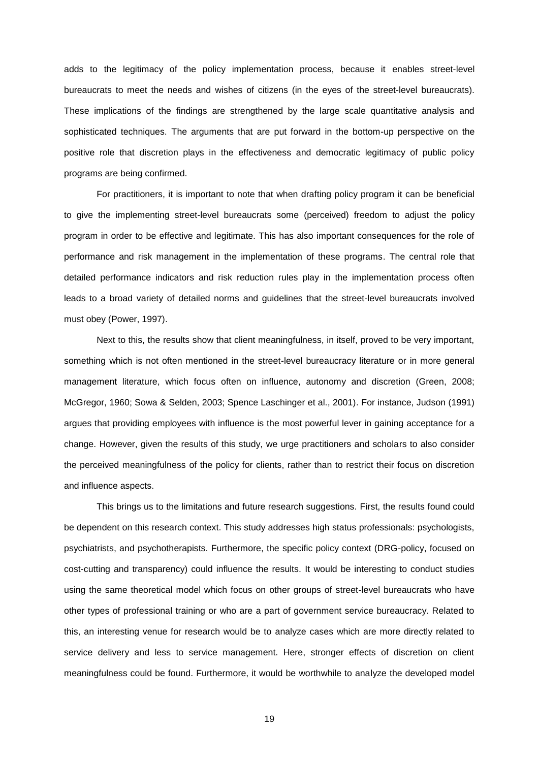adds to the legitimacy of the policy implementation process, because it enables street-level bureaucrats to meet the needs and wishes of citizens (in the eyes of the street-level bureaucrats). These implications of the findings are strengthened by the large scale quantitative analysis and sophisticated techniques. The arguments that are put forward in the bottom-up perspective on the positive role that discretion plays in the effectiveness and democratic legitimacy of public policy programs are being confirmed.

For practitioners, it is important to note that when drafting policy program it can be beneficial to give the implementing street-level bureaucrats some (perceived) freedom to adjust the policy program in order to be effective and legitimate. This has also important consequences for the role of performance and risk management in the implementation of these programs. The central role that detailed performance indicators and risk reduction rules play in the implementation process often leads to a broad variety of detailed norms and guidelines that the street-level bureaucrats involved must obey (Power, 1997).

Next to this, the results show that client meaningfulness, in itself, proved to be very important, something which is not often mentioned in the street-level bureaucracy literature or in more general management literature, which focus often on influence, autonomy and discretion (Green, 2008; McGregor, 1960; Sowa & Selden, 2003; Spence Laschinger et al., 2001). For instance, Judson (1991) argues that providing employees with influence is the most powerful lever in gaining acceptance for a change. However, given the results of this study, we urge practitioners and scholars to also consider the perceived meaningfulness of the policy for clients, rather than to restrict their focus on discretion and influence aspects.

This brings us to the limitations and future research suggestions. First, the results found could be dependent on this research context. This study addresses high status professionals: psychologists, psychiatrists, and psychotherapists. Furthermore, the specific policy context (DRG-policy, focused on cost-cutting and transparency) could influence the results. It would be interesting to conduct studies using the same theoretical model which focus on other groups of street-level bureaucrats who have other types of professional training or who are a part of government service bureaucracy. Related to this, an interesting venue for research would be to analyze cases which are more directly related to service delivery and less to service management. Here, stronger effects of discretion on client meaningfulness could be found. Furthermore, it would be worthwhile to analyze the developed model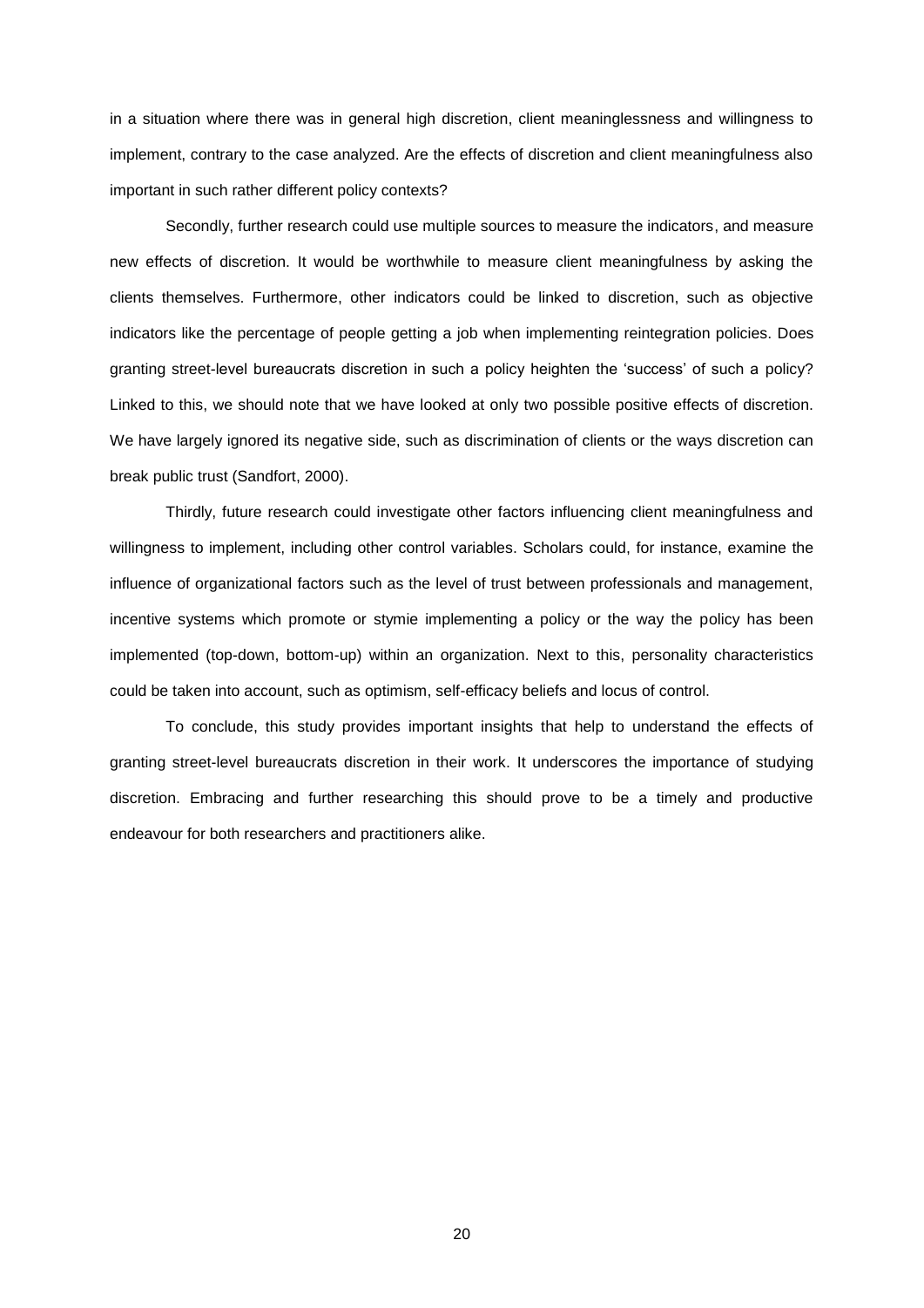in a situation where there was in general high discretion, client meaninglessness and willingness to implement, contrary to the case analyzed. Are the effects of discretion and client meaningfulness also important in such rather different policy contexts?

Secondly, further research could use multiple sources to measure the indicators, and measure new effects of discretion. It would be worthwhile to measure client meaningfulness by asking the clients themselves. Furthermore, other indicators could be linked to discretion, such as objective indicators like the percentage of people getting a job when implementing reintegration policies. Does granting street-level bureaucrats discretion in such a policy heighten the 'success' of such a policy? Linked to this, we should note that we have looked at only two possible positive effects of discretion. We have largely ignored its negative side, such as discrimination of clients or the ways discretion can break public trust (Sandfort, 2000).

Thirdly, future research could investigate other factors influencing client meaningfulness and willingness to implement, including other control variables. Scholars could, for instance, examine the influence of organizational factors such as the level of trust between professionals and management, incentive systems which promote or stymie implementing a policy or the way the policy has been implemented (top-down, bottom-up) within an organization. Next to this, personality characteristics could be taken into account, such as optimism, self-efficacy beliefs and locus of control.

To conclude, this study provides important insights that help to understand the effects of granting street-level bureaucrats discretion in their work. It underscores the importance of studying discretion. Embracing and further researching this should prove to be a timely and productive endeavour for both researchers and practitioners alike.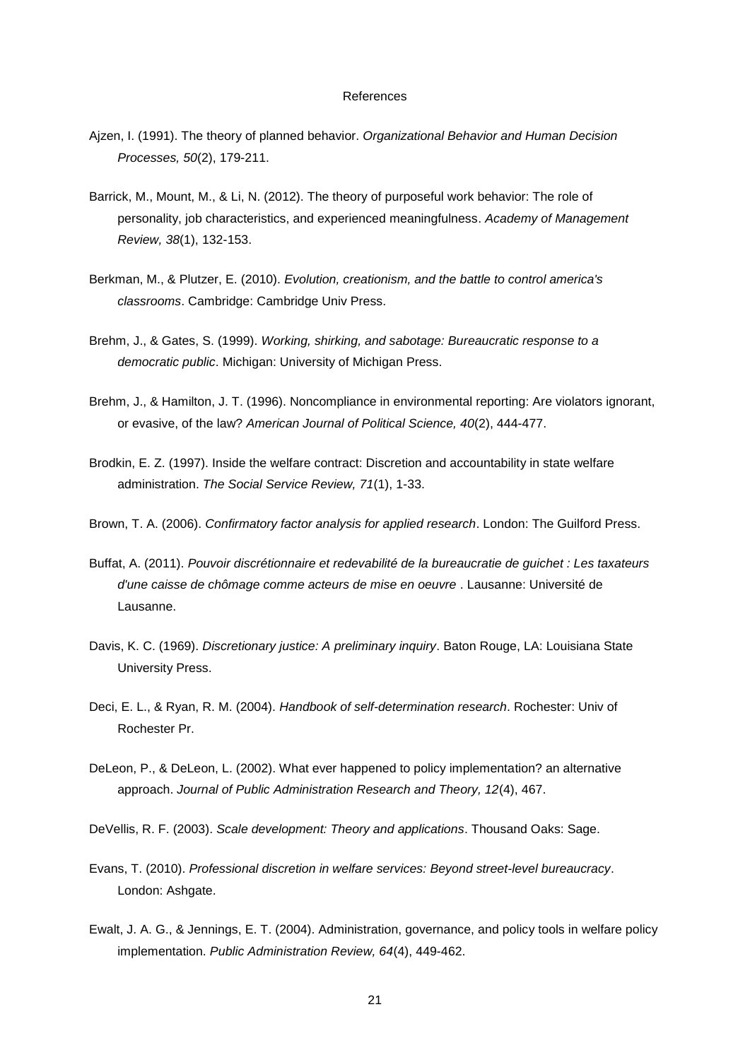# References

Ajzen, I. (1991). The theory of planned behavior. *Organizational Behavior and Human Decision Processes, 50*(2), 179-211.

Barrick, M., Mount, M., & Li, N. (2012). The theory of purposeful work behavior: The role of personality, job characteristics, and experienced meaningfulness. *Academy of Management Review, 38*(1), 132-153.

Berkman, M., & Plutzer, E. (2010). *Evolution, creationism, and the battle to control america's classrooms*. Cambridge: Cambridge Univ Press.

Brehm, J., & Gates, S. (1999). *Working, shirking, and sabotage: Bureaucratic response to a democratic public*. Michigan: University of Michigan Press.

Brehm, J., & Hamilton, J. T. (1996). Noncompliance in environmental reporting: Are violators ignorant, or evasive, of the law? *American Journal of Political Science, 40*(2), 444-477.

Brodkin, E. Z. (1997). Inside the welfare contract: Discretion and accountability in state welfare administration. *The Social Service Review, 71*(1), 1-33.

Brown, T. A. (2006). *Confirmatory factor analysis for applied research*. London: The Guilford Press.

Buffat, A. (2011). *Pouvoir discrétionnaire et redevabilité de la bureaucratie de guichet : Les taxateurs d'une caisse de chômage comme acteurs de mise en oeuvre* . Lausanne: Université de Lausanne.

Davis, K. C. (1969). *Discretionary justice: A preliminary inquiry*. Baton Rouge, LA: Louisiana State University Press.

Deci, E. L., & Ryan, R. M. (2004). *Handbook of self-determination research*. Rochester: Univ of Rochester Pr.

DeLeon, P., & DeLeon, L. (2002). What ever happened to policy implementation? an alternative approach. *Journal of Public Administration Research and Theory, 12*(4), 467.

DeVellis, R. F. (2003). *Scale development: Theory and applications*. Thousand Oaks: Sage.

Evans, T. (2010). *Professional discretion in welfare services: Beyond street-level bureaucracy*. London: Ashgate.

Ewalt, J. A. G., & Jennings, E. T. (2004). Administration, governance, and policy tools in welfare policy implementation. *Public Administration Review, 64*(4), 449-462.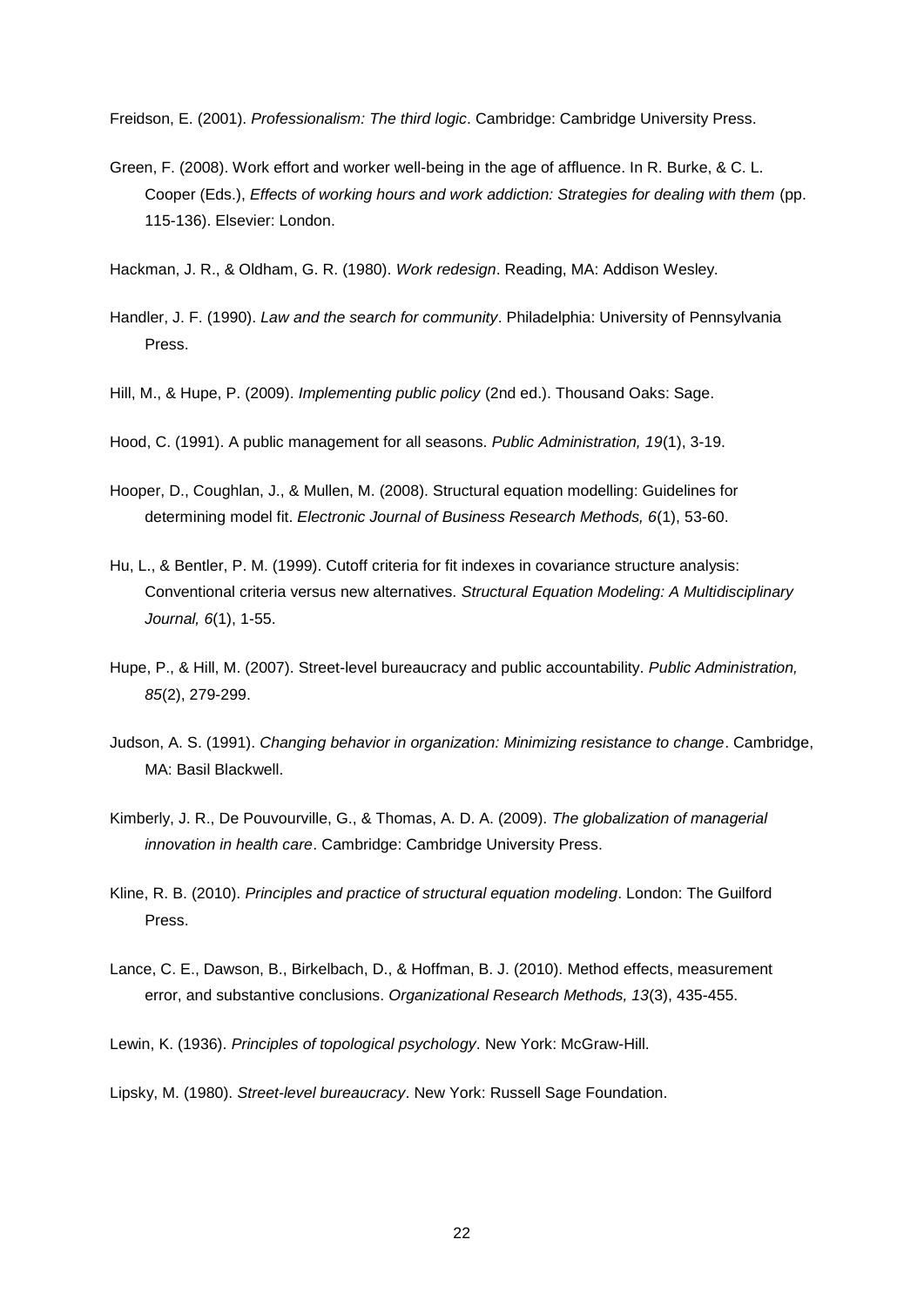Freidson, E. (2001). *Professionalism: The third logic*. Cambridge: Cambridge University Press.

Green, F. (2008). Work effort and worker well-being in the age of affluence. In R. Burke, & C. L. Cooper (Eds.), *Effects of working hours and work addiction: Strategies for dealing with them* (pp. 115-136). Elsevier: London.

Hackman, J. R., & Oldham, G. R. (1980). *Work redesign*. Reading, MA: Addison Wesley.

Handler, J. F. (1990). *Law and the search for community*. Philadelphia: University of Pennsylvania Press.

Hill, M., & Hupe, P. (2009). *Implementing public policy* (2nd ed.). Thousand Oaks: Sage.

Hood, C. (1991). A public management for all seasons. *Public Administration, 19*(1), 3-19.

Hooper, D., Coughlan, J., & Mullen, M. (2008). Structural equation modelling: Guidelines for determining model fit. *Electronic Journal of Business Research Methods, 6*(1), 53-60.

Hu, L., & Bentler, P. M. (1999). Cutoff criteria for fit indexes in covariance structure analysis: Conventional criteria versus new alternatives. *Structural Equation Modeling: A Multidisciplinary Journal, 6*(1), 1-55.

Hupe, P., & Hill, M. (2007). Street-level bureaucracy and public accountability. *Public Administration, 85*(2), 279-299.

Judson, A. S. (1991). *Changing behavior in organization: Minimizing resistance to change*. Cambridge, MA: Basil Blackwell.

Kimberly, J. R., De Pouvourville, G., & Thomas, A. D. A. (2009). *The globalization of managerial innovation in health care*. Cambridge: Cambridge University Press.

Kline, R. B. (2010). *Principles and practice of structural equation modeling*. London: The Guilford Press.

Lance, C. E., Dawson, B., Birkelbach, D., & Hoffman, B. J. (2010). Method effects, measurement error, and substantive conclusions. *Organizational Research Methods, 13*(3), 435-455.

Lewin, K. (1936). *Principles of topological psychology*. New York: McGraw-Hill.

Lipsky, M. (1980). *Street-level bureaucracy*. New York: Russell Sage Foundation.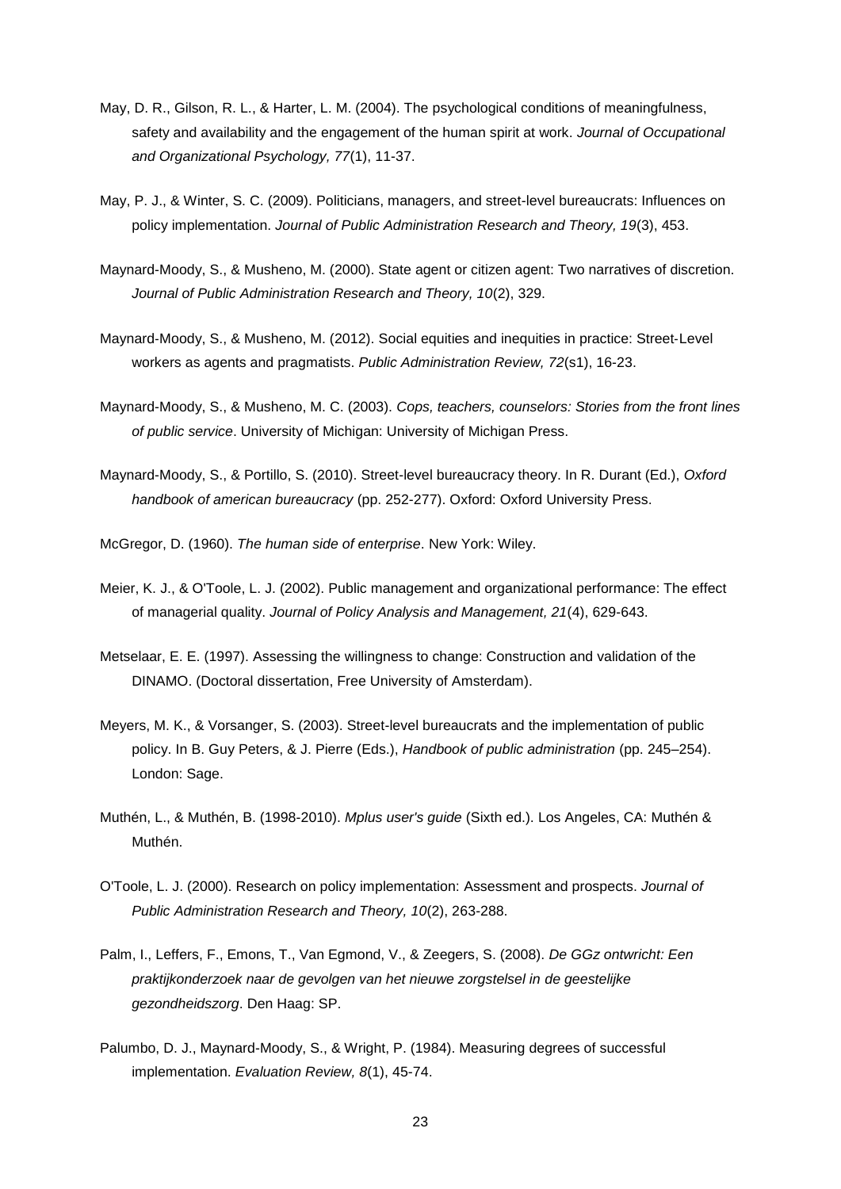May, D. R., Gilson, R. L., & Harter, L. M. (2004). The psychological conditions of meaningfulness, safety and availability and the engagement of the human spirit at work. *Journal of Occupational and Organizational Psychology, 77*(1), 11-37.

May, P. J., & Winter, S. C. (2009). Politicians, managers, and street-level bureaucrats: Influences on policy implementation. *Journal of Public Administration Research and Theory, 19*(3), 453.

Maynard-Moody, S., & Musheno, M. (2000). State agent or citizen agent: Two narratives of discretion. *Journal of Public Administration Research and Theory, 10*(2), 329.

Maynard-Moody, S., & Musheno, M. (2012). Social equities and inequities in practice: Street-Level workers as agents and pragmatists. *Public Administration Review, 72*(s1), 16-23.

Maynard-Moody, S., & Musheno, M. C. (2003). *Cops, teachers, counselors: Stories from the front lines of public service*. University of Michigan: University of Michigan Press.

Maynard-Moody, S., & Portillo, S. (2010). Street-level bureaucracy theory. In R. Durant (Ed.), *Oxford handbook of american bureaucracy* (pp. 252-277). Oxford: Oxford University Press.

McGregor, D. (1960). *The human side of enterprise*. New York: Wiley.

Meier, K. J., & O'Toole, L. J. (2002). Public management and organizational performance: The effect of managerial quality. *Journal of Policy Analysis and Management, 21*(4), 629-643.

Metselaar, E. E. (1997). Assessing the willingness to change: Construction and validation of the DINAMO. (Doctoral dissertation, Free University of Amsterdam).

Meyers, M. K., & Vorsanger, S. (2003). Street-level bureaucrats and the implementation of public policy. In B. Guy Peters, & J. Pierre (Eds.), *Handbook of public administration* (pp. 245–254). London: Sage.

Muthén, L., & Muthén, B. (1998-2010). *Mplus user's guide* (Sixth ed.). Los Angeles, CA: Muthén & Muthén.

O'Toole, L. J. (2000). Research on policy implementation: Assessment and prospects. *Journal of Public Administration Research and Theory, 10*(2), 263-288.

Palm, I., Leffers, F., Emons, T., Van Egmond, V., & Zeegers, S. (2008). *De GGz ontwricht: Een praktijkonderzoek naar de gevolgen van het nieuwe zorgstelsel in de geestelijke gezondheidszorg*. Den Haag: SP.

Palumbo, D. J., Maynard-Moody, S., & Wright, P. (1984). Measuring degrees of successful implementation. *Evaluation Review, 8*(1), 45-74.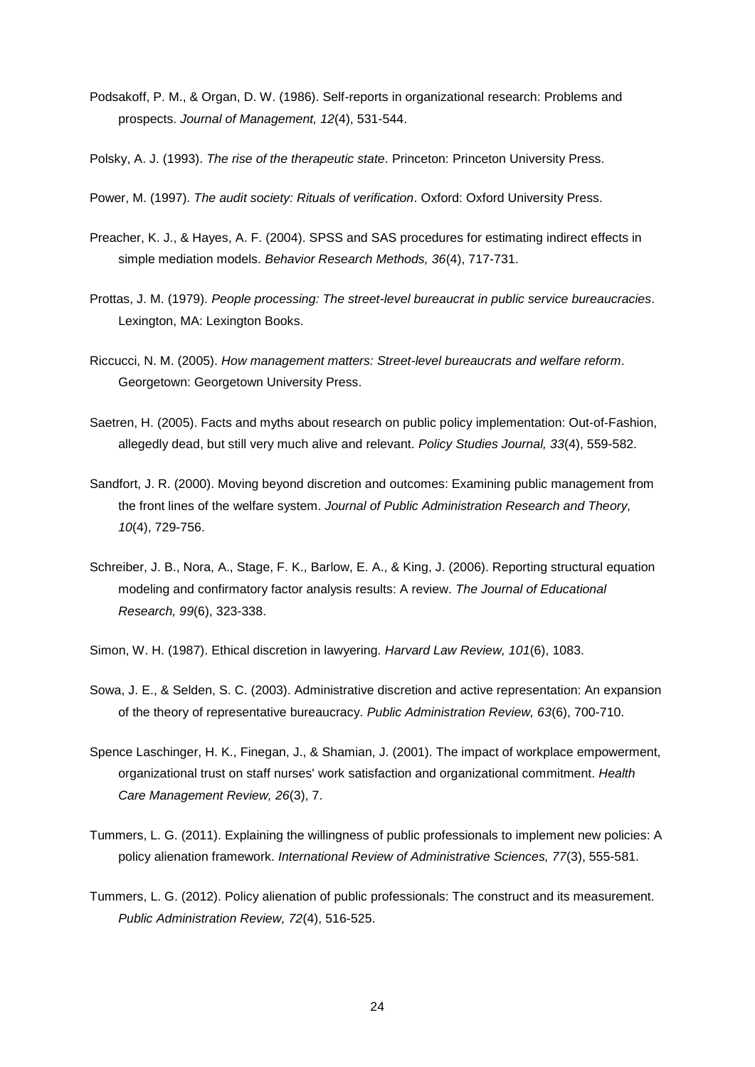Podsakoff, P. M., & Organ, D. W. (1986). Self-reports in organizational research: Problems and prospects. *Journal of Management, 12*(4), 531-544.

Polsky, A. J. (1993). *The rise of the therapeutic state*. Princeton: Princeton University Press.

Power, M. (1997). *The audit society: Rituals of verification*. Oxford: Oxford University Press.

Preacher, K. J., & Hayes, A. F. (2004). SPSS and SAS procedures for estimating indirect effects in simple mediation models. *Behavior Research Methods, 36*(4), 717-731.

Prottas, J. M. (1979). *People processing: The street-level bureaucrat in public service bureaucracies*. Lexington, MA: Lexington Books.

Riccucci, N. M. (2005). *How management matters: Street-level bureaucrats and welfare reform*. Georgetown: Georgetown University Press.

Saetren, H. (2005). Facts and myths about research on public policy implementation: Out-of-Fashion, allegedly dead, but still very much alive and relevant. *Policy Studies Journal, 33*(4), 559-582.

Sandfort, J. R. (2000). Moving beyond discretion and outcomes: Examining public management from the front lines of the welfare system. *Journal of Public Administration Research and Theory, 10*(4), 729-756.

Schreiber, J. B., Nora, A., Stage, F. K., Barlow, E. A., & King, J. (2006). Reporting structural equation modeling and confirmatory factor analysis results: A review. *The Journal of Educational Research, 99*(6), 323-338.

Simon, W. H. (1987). Ethical discretion in lawyering. *Harvard Law Review, 101*(6), 1083.

Sowa, J. E., & Selden, S. C. (2003). Administrative discretion and active representation: An expansion of the theory of representative bureaucracy. *Public Administration Review, 63*(6), 700-710.

Spence Laschinger, H. K., Finegan, J., & Shamian, J. (2001). The impact of workplace empowerment, organizational trust on staff nurses' work satisfaction and organizational commitment. *Health Care Management Review, 26*(3), 7.

Tummers, L. G. (2011). Explaining the willingness of public professionals to implement new policies: A policy alienation framework. *International Review of Administrative Sciences, 77*(3), 555-581.

Tummers, L. G. (2012). Policy alienation of public professionals: The construct and its measurement. *Public Administration Review, 72*(4), 516-525.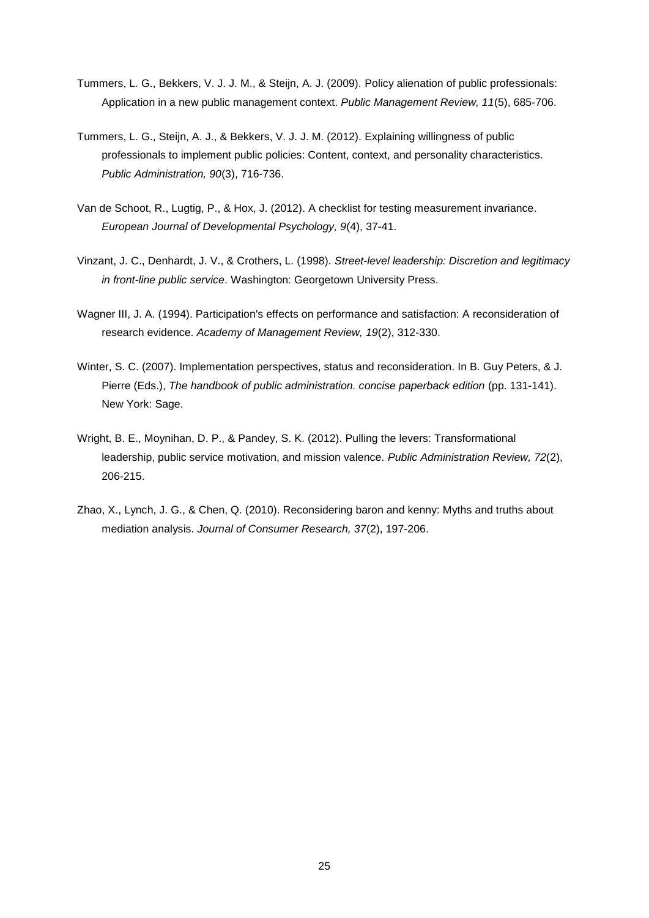Tummers, L. G., Bekkers, V. J. J. M., & Steijn, A. J. (2009). Policy alienation of public professionals: Application in a new public management context. *Public Management Review, 11*(5), 685-706.

Tummers, L. G., Steijn, A. J., & Bekkers, V. J. J. M. (2012). Explaining willingness of public professionals to implement public policies: Content, context, and personality characteristics. *Public Administration, 90*(3), 716-736.

Van de Schoot, R., Lugtig, P., & Hox, J. (2012). A checklist for testing measurement invariance. *European Journal of Developmental Psychology, 9*(4), 37-41.

Vinzant, J. C., Denhardt, J. V., & Crothers, L. (1998). *Street-level leadership: Discretion and legitimacy in front-line public service*. Washington: Georgetown University Press.

Wagner III, J. A. (1994). Participation's effects on performance and satisfaction: A reconsideration of research evidence. *Academy of Management Review, 19*(2), 312-330.

Winter, S. C. (2007). Implementation perspectives, status and reconsideration. In B. Guy Peters, & J. Pierre (Eds.), *The handbook of public administration. concise paperback edition* (pp. 131-141). New York: Sage.

Wright, B. E., Moynihan, D. P., & Pandey, S. K. (2012). Pulling the levers: Transformational leadership, public service motivation, and mission valence. *Public Administration Review, 72*(2), 206-215.

Zhao, X., Lynch, J. G., & Chen, Q. (2010). Reconsidering baron and kenny: Myths and truths about mediation analysis. *Journal of Consumer Research, 37*(2), 197-206.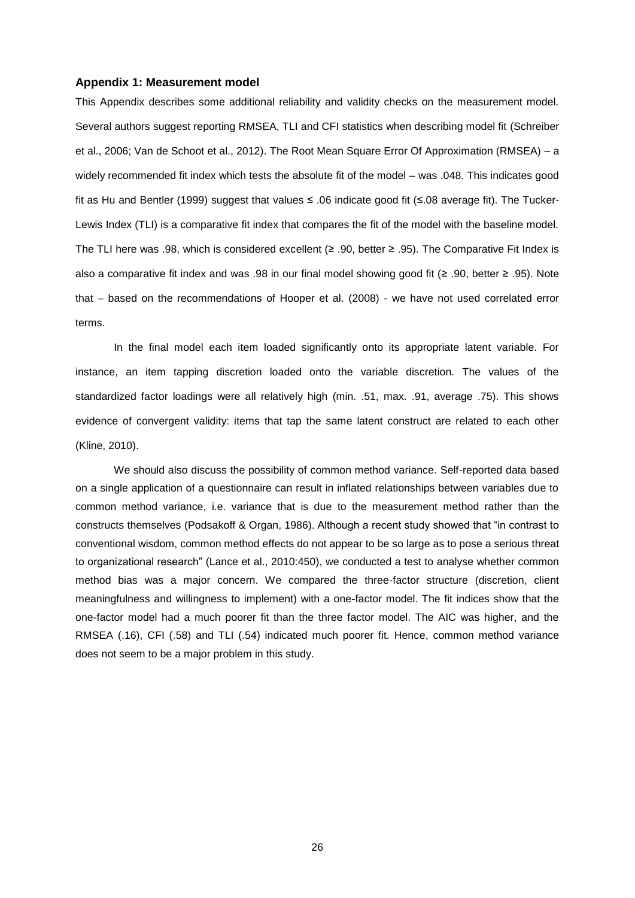### Appendix 1: Measurement model

This Appendix describes some additional reliability and validity checks on the measurement model. Several authors suggest reporting RMSEA, TLI and CFI statistics when describing model fit (Schreiber et al., 2006; Van de Schoot et al., 2012). The Root Mean Square Error Of Approximation (RMSEA) – a widely recommended fit index which tests the absolute fit of the model – was .048. This indicates good fit as Hu and Bentler (1999) suggest that values ≤ .06 indicate good fit (≤.08 average fit). The Tucker-Lewis Index (TLI) is a comparative fit index that compares the fit of the model with the baseline model. The TLI here was .98, which is considered excellent (≥ .90, better ≥ .95). The Comparative Fit Index is also a comparative fit index and was .98 in our final model showing good fit (≥ .90, better ≥ .95). Note that – based on the recommendations of Hooper et al. (2008) - we have not used correlated error terms.

In the final model each item loaded significantly onto its appropriate latent variable. For instance, an item tapping discretion loaded onto the variable discretion. The values of the standardized factor loadings were all relatively high (min. .51, max. .91, average .75). This shows evidence of convergent validity: items that tap the same latent construct are related to each other (Kline, 2010).

We should also discuss the possibility of common method variance. Self-reported data based on a single application of a questionnaire can result in inflated relationships between variables due to common method variance, i.e. variance that is due to the measurement method rather than the constructs themselves (Podsakoff & Organ, 1986). Although a recent study showed that "in contrast to conventional wisdom, common method effects do not appear to be so large as to pose a serious threat to organizational research" (Lance et al., 2010:450), we conducted a test to analyse whether common method bias was a major concern. We compared the three-factor structure (discretion, client meaningfulness and willingness to implement) with a one-factor model. The fit indices show that the one-factor model had a much poorer fit than the three factor model. The AIC was higher, and the RMSEA (.16), CFI (.58) and TLI (.54) indicated much poorer fit. Hence, common method variance does not seem to be a major problem in this study.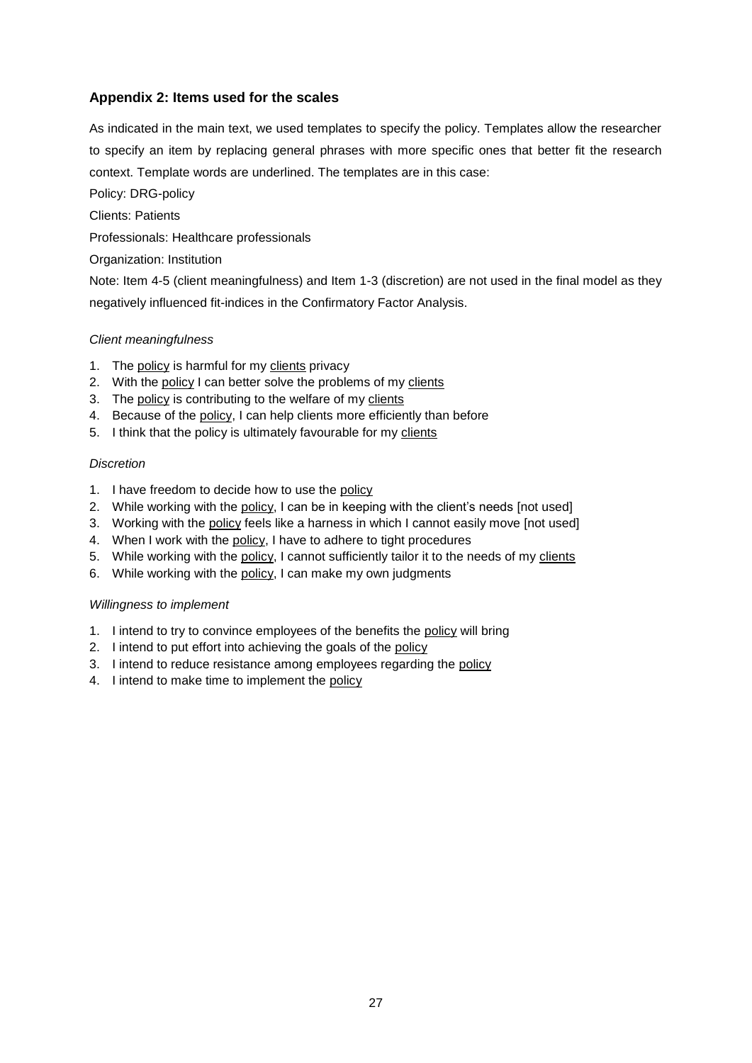### Appendix 2: Items used for the scales

As indicated in the main text, we used templates to specify the policy. Templates allow the researcher to specify an item by replacing general phrases with more specific ones that better fit the research context. Template words are underlined. The templates are in this case:

Policy: DRG-policy

Clients: Patients

Professionals: Healthcare professionals

Organization: Institution

Note: Item 4-5 (client meaningfulness) and Item 1-3 (discretion) are not used in the final model as they negatively influenced fit-indices in the Confirmatory Factor Analysis.

*Client meaningfulness*

1. The policy is harmful for my clients privacy
2. With the policy I can better solve the problems of my clients
3. The policy is contributing to the welfare of my clients
4. Because of the policy, I can help clients more efficiently than before
5. I think that the policy is ultimately favourable for my clients

*Discretion*

1. I have freedom to decide how to use the policy
2. While working with the policy, I can be in keeping with the client's needs [not used]
3. Working with the policy feels like a harness in which I cannot easily move [not used]
4. When I work with the policy, I have to adhere to tight procedures
5. While working with the policy, I cannot sufficiently tailor it to the needs of my clients
6. While working with the policy, I can make my own judgments

*Willingness to implement*

1. I intend to try to convince employees of the benefits the policy will bring
2. I intend to put effort into achieving the goals of the policy
3. I intend to reduce resistance among employees regarding the policy
4. I intend to make time to implement the policy